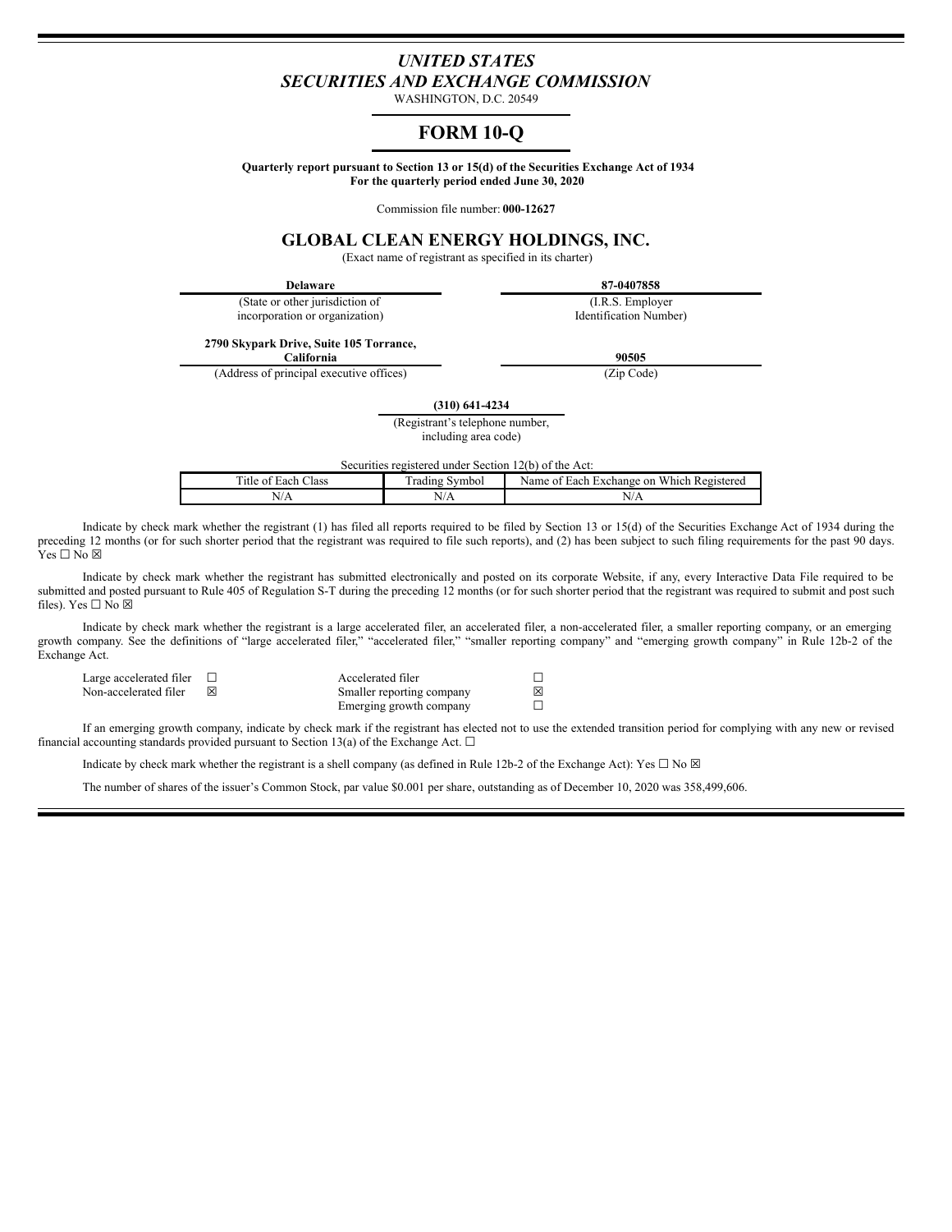# *UNITED STATES*
# *SECURITIES AND EXCHANGE COMMISSION*

WASHINGTON, D.C. 20549

# FORM 10-Q

**Quarterly report pursuant to Section 13 or 15(d) of the Securities Exchange Act of 1934**
**For the quarterly period ended June 30, 2020**

Commission file number: **000-12627**

## GLOBAL CLEAN ENERGY HOLDINGS, INC.

(Exact name of registrant as specified in its charter)

| **Delaware** | **87-0407858** |
|---|---|
| (State or other jurisdiction of incorporation or organization) | (I.R.S. Employer Identification Number) |
| **2790 Skypark Drive, Suite 105 Torrance, California** | **90505** |
| (Address of principal executive offices) | (Zip Code) |

**(310) 641-4234**
(Registrant's telephone number, including area code)

Securities registered under Section 12(b) of the Act:

| Title of Each Class | Trading Symbol | Name of Each Exchange on Which Registered |
|---|---|---|
| N/A | N/A | N/A |

Indicate by check mark whether the registrant (1) has filed all reports required to be filed by Section 13 or 15(d) of the Securities Exchange Act of 1934 during the preceding 12 months (or for such shorter period that the registrant was required to file such reports), and (2) has been subject to such filing requirements for the past 90 days. Yes ☐ No ☒

Indicate by check mark whether the registrant has submitted electronically and posted on its corporate Website, if any, every Interactive Data File required to be submitted and posted pursuant to Rule 405 of Regulation S-T during the preceding 12 months (or for such shorter period that the registrant was required to submit and post such files). Yes ☐ No ☒

Indicate by check mark whether the registrant is a large accelerated filer, an accelerated filer, a non-accelerated filer, a smaller reporting company, or an emerging growth company. See the definitions of "large accelerated filer," "accelerated filer," "smaller reporting company" and "emerging growth company" in Rule 12b-2 of the Exchange Act.

| | | | |
|---|---|---|---|
| Large accelerated filer | ☐ | Accelerated filer | ☐ |
| Non-accelerated filer | ☒ | Smaller reporting company | ☒ |
| | | Emerging growth company | ☐ |

If an emerging growth company, indicate by check mark if the registrant has elected not to use the extended transition period for complying with any new or revised financial accounting standards provided pursuant to Section 13(a) of the Exchange Act. ☐

Indicate by check mark whether the registrant is a shell company (as defined in Rule 12b-2 of the Exchange Act): Yes ☐ No ☒

The number of shares of the issuer's Common Stock, par value $0.001 per share, outstanding as of December 10, 2020 was 358,499,606.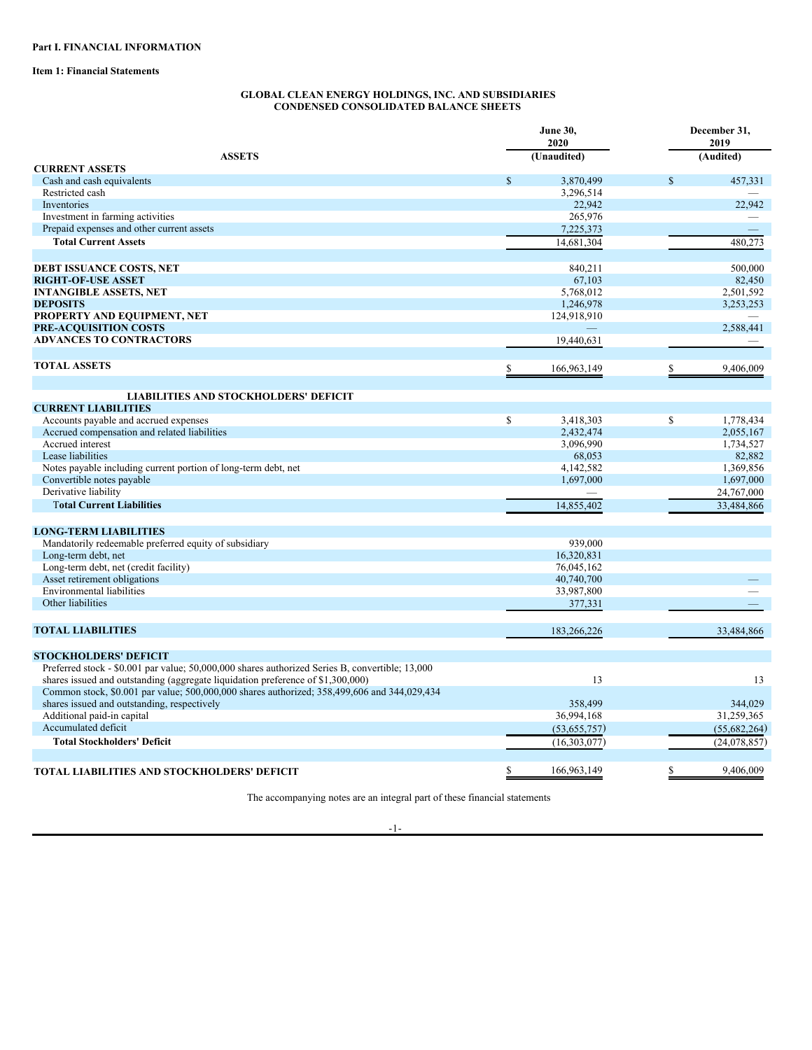**Part I. FINANCIAL INFORMATION**

**Item 1: Financial Statements**

**GLOBAL CLEAN ENERGY HOLDINGS, INC. AND SUBSIDIARIES**
**CONDENSED CONSOLIDATED BALANCE SHEETS**

| ASSETS | June 30, 2020 (Unaudited) | December 31, 2019 (Audited) |
|---|---|---|
| **CURRENT ASSETS** | | |
| Cash and cash equivalents | $ 3,870,499 | $ 457,331 |
| Restricted cash | 3,296,514 | — |
| Inventories | 22,942 | 22,942 |
| Investment in farming activities | 265,976 | — |
| Prepaid expenses and other current assets | 7,225,373 | — |
| **Total Current Assets** | 14,681,304 | 480,273 |
| | | |
| **DEBT ISSUANCE COSTS, NET** | 840,211 | 500,000 |
| **RIGHT-OF-USE ASSET** | 67,103 | 82,450 |
| **INTANGIBLE ASSETS, NET** | 5,768,012 | 2,501,592 |
| **DEPOSITS** | 1,246,978 | 3,253,253 |
| **PROPERTY AND EQUIPMENT, NET** | 124,918,910 | — |
| **PRE-ACQUISITION COSTS** | — | 2,588,441 |
| **ADVANCES TO CONTRACTORS** | 19,440,631 | — |
| | | |
| **TOTAL ASSETS** | $ 166,963,149 | $ 9,406,009 |
| | | |
| **LIABILITIES AND STOCKHOLDERS' DEFICIT** | | |
| **CURRENT LIABILITIES** | | |
| Accounts payable and accrued expenses | $ 3,418,303 | $ 1,778,434 |
| Accrued compensation and related liabilities | 2,432,474 | 2,055,167 |
| Accrued interest | 3,096,990 | 1,734,527 |
| Lease liabilities | 68,053 | 82,882 |
| Notes payable including current portion of long-term debt, net | 4,142,582 | 1,369,856 |
| Convertible notes payable | 1,697,000 | 1,697,000 |
| Derivative liability | — | 24,767,000 |
| **Total Current Liabilities** | 14,855,402 | 33,484,866 |
| | | |
| **LONG-TERM LIABILITIES** | | |
| Mandatorily redeemable preferred equity of subsidiary | 939,000 | |
| Long-term debt, net | 16,320,831 | |
| Long-term debt, net (credit facility) | 76,045,162 | |
| Asset retirement obligations | 40,740,700 | — |
| Environmental liabilities | 33,987,800 | — |
| Other liabilities | 377,331 | — |
| | | |
| **TOTAL LIABILITIES** | 183,266,226 | 33,484,866 |
| | | |
| **STOCKHOLDERS' DEFICIT** | | |
| Preferred stock - $0.001 par value; 50,000,000 shares authorized Series B, convertible; 13,000 shares issued and outstanding (aggregate liquidation preference of $1,300,000) | 13 | 13 |
| Common stock, $0.001 par value; 500,000,000 shares authorized; 358,499,606 and 344,029,434 shares issued and outstanding, respectively | 358,499 | 344,029 |
| Additional paid-in capital | 36,994,168 | 31,259,365 |
| Accumulated deficit | (53,655,757) | (55,682,264) |
| **Total Stockholders' Deficit** | (16,303,077) | (24,078,857) |
| | | |
| **TOTAL LIABILITIES AND STOCKHOLDERS' DEFICIT** | $ 166,963,149 | $ 9,406,009 |

The accompanying notes are an integral part of these financial statements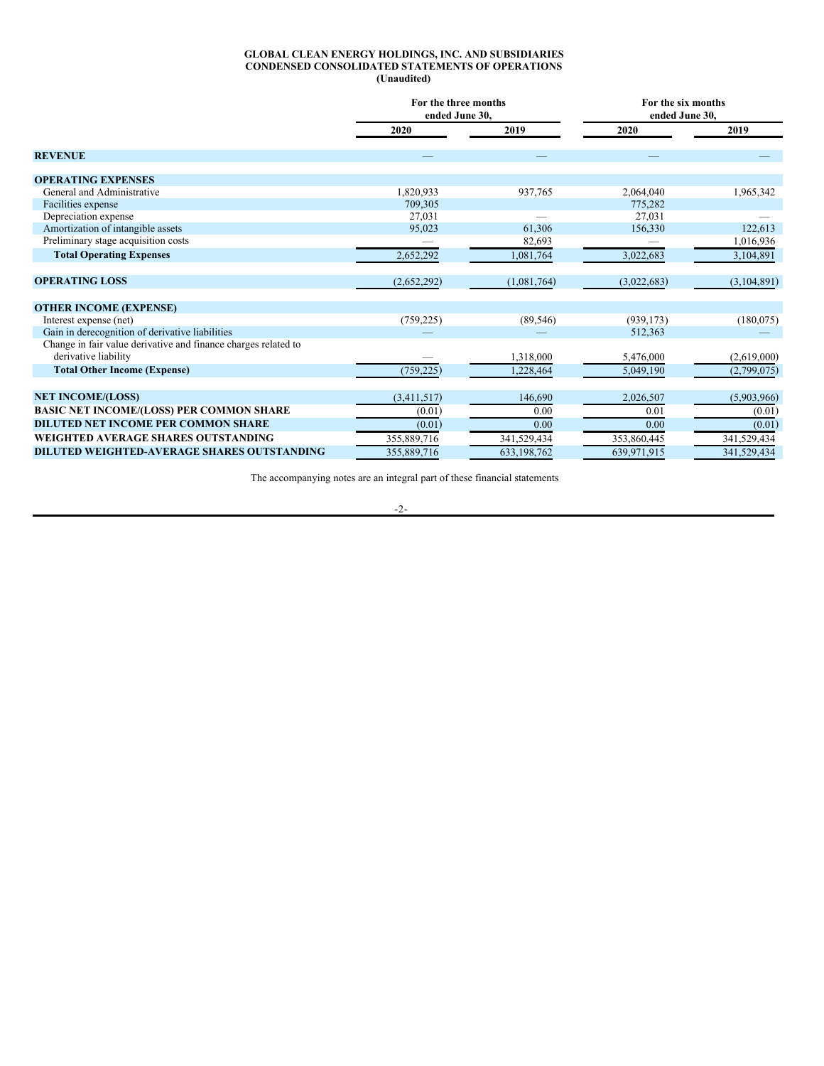**GLOBAL CLEAN ENERGY HOLDINGS, INC. AND SUBSIDIARIES**
**CONDENSED CONSOLIDATED STATEMENTS OF OPERATIONS**
**(Unaudited)**

| | For the three months ended June 30, | | For the six months ended June 30, | |
|---|---|---|---|---|
| | 2020 | 2019 | 2020 | 2019 |
| **REVENUE** | — | — | — | — |
| **OPERATING EXPENSES** | | | | |
| General and Administrative | 1,820,933 | 937,765 | 2,064,040 | 1,965,342 |
| Facilities expense | 709,305 | | 775,282 | |
| Depreciation expense | 27,031 | — | 27,031 | — |
| Amortization of intangible assets | 95,023 | 61,306 | 156,330 | 122,613 |
| Preliminary stage acquisition costs | — | 82,693 | — | 1,016,936 |
| **Total Operating Expenses** | 2,652,292 | 1,081,764 | 3,022,683 | 3,104,891 |
| **OPERATING LOSS** | (2,652,292) | (1,081,764) | (3,022,683) | (3,104,891) |
| **OTHER INCOME (EXPENSE)** | | | | |
| Interest expense (net) | (759,225) | (89,546) | (939,173) | (180,075) |
| Gain in derecognition of derivative liabilities | — | — | 512,363 | — |
| Change in fair value derivative and finance charges related to derivative liability | — | 1,318,000 | 5,476,000 | (2,619,000) |
| **Total Other Income (Expense)** | (759,225) | 1,228,464 | 5,049,190 | (2,799,075) |
| **NET INCOME/(LOSS)** | (3,411,517) | 146,690 | 2,026,507 | (5,903,966) |
| **BASIC NET INCOME/(LOSS) PER COMMON SHARE** | (0.01) | 0.00 | 0.01 | (0.01) |
| **DILUTED NET INCOME PER COMMON SHARE** | (0.01) | 0.00 | 0.00 | (0.01) |
| **WEIGHTED AVERAGE SHARES OUTSTANDING** | 355,889,716 | 341,529,434 | 353,860,445 | 341,529,434 |
| **DILUTED WEIGHTED-AVERAGE SHARES OUTSTANDING** | 355,889,716 | 633,198,762 | 639,971,915 | 341,529,434 |

The accompanying notes are an integral part of these financial statements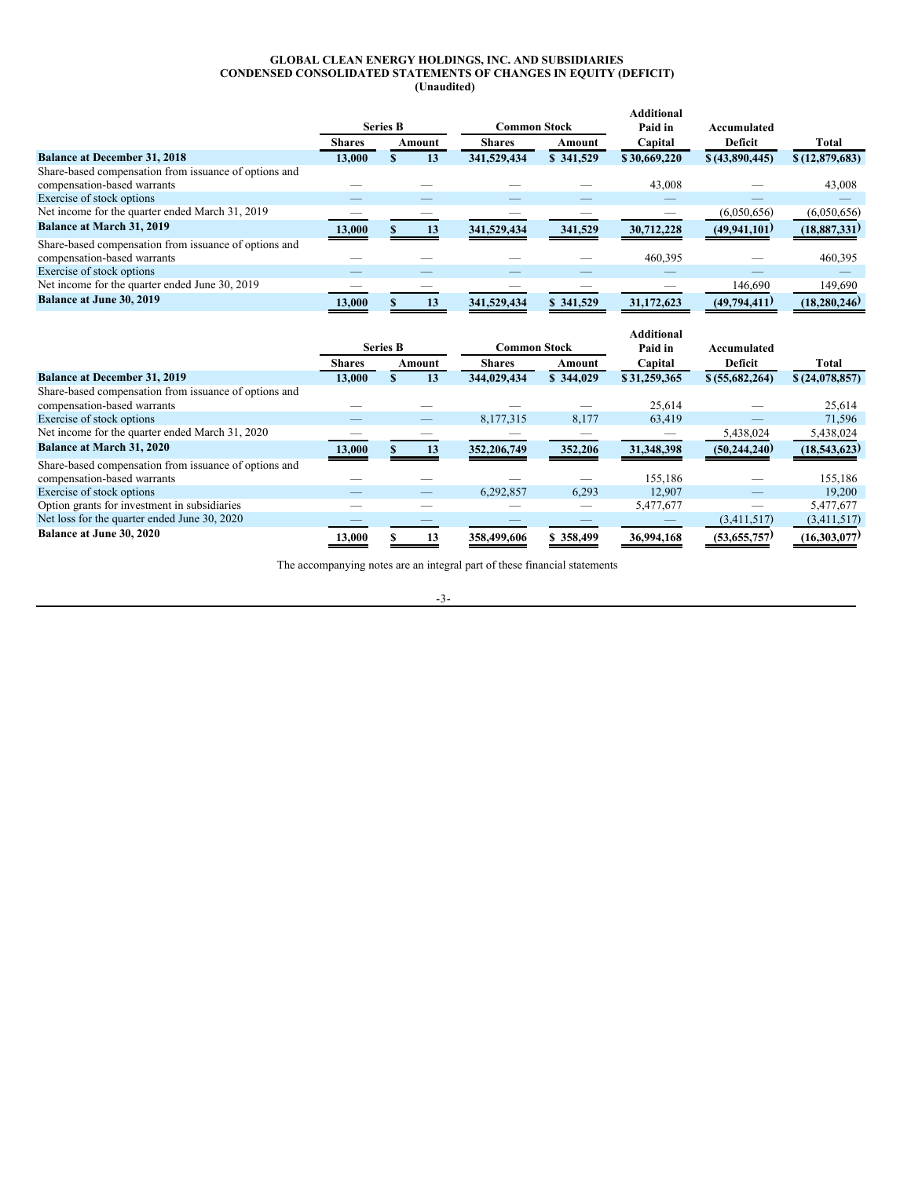**GLOBAL CLEAN ENERGY HOLDINGS, INC. AND SUBSIDIARIES**
**CONDENSED CONSOLIDATED STATEMENTS OF CHANGES IN EQUITY (DEFICIT)**
**(Unaudited)**

| | Series B | | Common Stock | | Additional Paid in | Accumulated | |
|---|---|---|---|---|---|---|---|
| | Shares | Amount | Shares | Amount | Capital | Deficit | Total |
| **Balance at December 31, 2018** | 13,000 | $ 13 | 341,529,434 | $ 341,529 | $ 30,669,220 | $ (43,890,445) | $ (12,879,683) |
| Share-based compensation from issuance of options and compensation-based warrants | — | — | — | — | 43,008 | — | 43,008 |
| Exercise of stock options | — | — | — | — | — | — | — |
| Net income for the quarter ended March 31, 2019 | — | — | — | — | — | (6,050,656) | (6,050,656) |
| **Balance at March 31, 2019** | 13,000 | $ 13 | 341,529,434 | 341,529 | 30,712,228 | (49,941,101) | (18,887,331) |
| Share-based compensation from issuance of options and compensation-based warrants | — | — | — | — | 460,395 | — | 460,395 |
| Exercise of stock options | — | — | — | — | — | — | — |
| Net income for the quarter ended June 30, 2019 | — | — | — | — | — | 146,690 | 149,690 |
| **Balance at June 30, 2019** | 13,000 | $ 13 | 341,529,434 | $ 341,529 | 31,172,623 | (49,794,411) | (18,280,246) |

| | Series B | | Common Stock | | Additional Paid in | Accumulated | |
|---|---|---|---|---|---|---|---|
| | Shares | Amount | Shares | Amount | Capital | Deficit | Total |
| **Balance at December 31, 2019** | 13,000 | $ 13 | 344,029,434 | $ 344,029 | $ 31,259,365 | $ (55,682,264) | $ (24,078,857) |
| Share-based compensation from issuance of options and compensation-based warrants | — | — | — | — | 25,614 | — | 25,614 |
| Exercise of stock options | — | — | 8,177,315 | 8,177 | 63,419 | — | 71,596 |
| Net income for the quarter ended March 31, 2020 | — | — | — | — | — | 5,438,024 | 5,438,024 |
| **Balance at March 31, 2020** | 13,000 | $ 13 | 352,206,749 | 352,206 | 31,348,398 | (50,244,240) | (18,543,623) |
| Share-based compensation from issuance of options and compensation-based warrants | — | — | — | — | 155,186 | — | 155,186 |
| Exercise of stock options | — | — | 6,292,857 | 6,293 | 12,907 | — | 19,200 |
| Option grants for investment in subsidiaries | — | — | — | — | 5,477,677 | — | 5,477,677 |
| Net loss for the quarter ended June 30, 2020 | — | — | — | — | — | (3,411,517) | (3,411,517) |
| **Balance at June 30, 2020** | 13,000 | $ 13 | 358,499,606 | $ 358,499 | 36,994,168 | (53,655,757) | (16,303,077) |

The accompanying notes are an integral part of these financial statements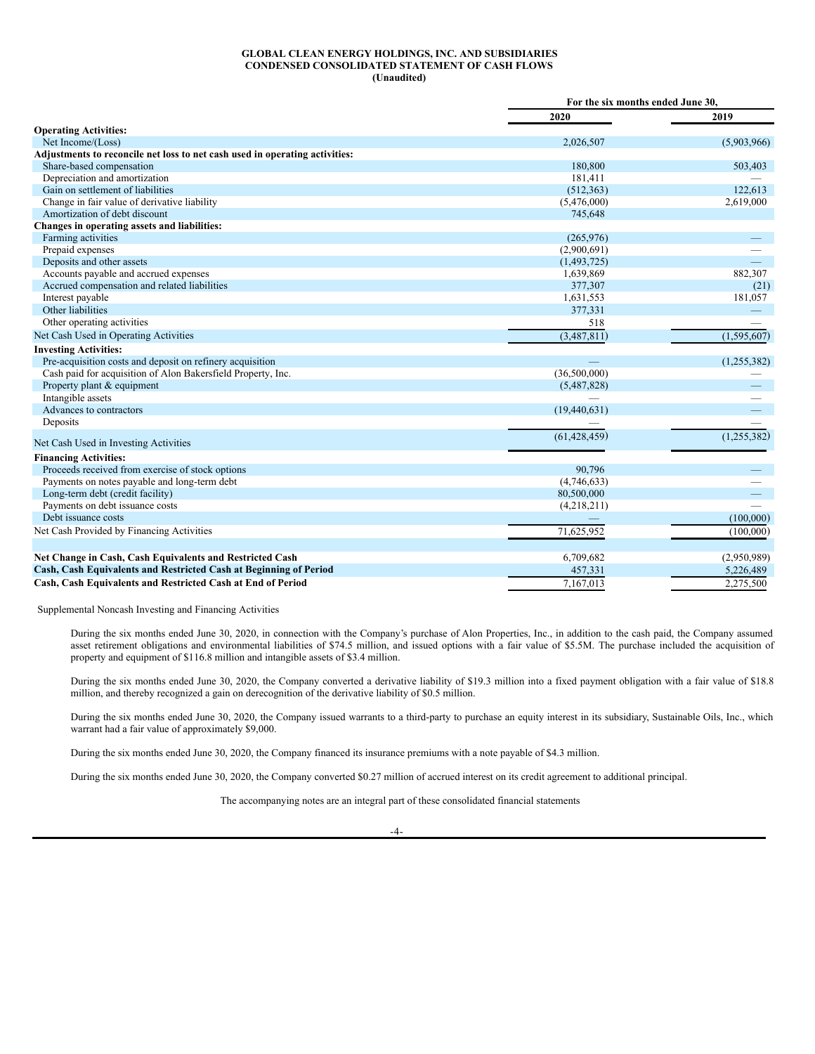**GLOBAL CLEAN ENERGY HOLDINGS, INC. AND SUBSIDIARIES**
**CONDENSED CONSOLIDATED STATEMENT OF CASH FLOWS**
**(Unaudited)**

| | For the six months ended June 30, | |
|---|---|---|
| | 2020 | 2019 |
| **Operating Activities:** | | |
| Net Income/(Loss) | 2,026,507 | (5,903,966) |
| **Adjustments to reconcile net loss to net cash used in operating activities:** | | |
| Share-based compensation | 180,800 | 503,403 |
| Depreciation and amortization | 181,411 | — |
| Gain on settlement of liabilities | (512,363) | 122,613 |
| Change in fair value of derivative liability | (5,476,000) | 2,619,000 |
| Amortization of debt discount | 745,648 | |
| **Changes in operating assets and liabilities:** | | |
| Farming activities | (265,976) | — |
| Prepaid expenses | (2,900,691) | — |
| Deposits and other assets | (1,493,725) | — |
| Accounts payable and accrued expenses | 1,639,869 | 882,307 |
| Accrued compensation and related liabilities | 377,307 | (21) |
| Interest payable | 1,631,553 | 181,057 |
| Other liabilities | 377,331 | — |
| Other operating activities | 518 | — |
| Net Cash Used in Operating Activities | (3,487,811) | (1,595,607) |
| **Investing Activities:** | | |
| Pre-acquisition costs and deposit on refinery acquisition | — | (1,255,382) |
| Cash paid for acquisition of Alon Bakersfield Property, Inc. | (36,500,000) | — |
| Property plant & equipment | (5,487,828) | — |
| Intangible assets | — | — |
| Advances to contractors | (19,440,631) | — |
| Deposits | — | — |
| Net Cash Used in Investing Activities | (61,428,459) | (1,255,382) |
| **Financing Activities:** | | |
| Proceeds received from exercise of stock options | 90,796 | — |
| Payments on notes payable and long-term debt | (4,746,633) | — |
| Long-term debt (credit facility) | 80,500,000 | — |
| Payments on debt issuance costs | (4,218,211) | — |
| Debt issuance costs | — | (100,000) |
| Net Cash Provided by Financing Activities | 71,625,952 | (100,000) |
| | | |
| **Net Change in Cash, Cash Equivalents and Restricted Cash** | 6,709,682 | (2,950,989) |
| **Cash, Cash Equivalents and Restricted Cash at Beginning of Period** | 457,331 | 5,226,489 |
| **Cash, Cash Equivalents and Restricted Cash at End of Period** | 7,167,013 | 2,275,500 |

Supplemental Noncash Investing and Financing Activities

During the six months ended June 30, 2020, in connection with the Company's purchase of Alon Properties, Inc., in addition to the cash paid, the Company assumed asset retirement obligations and environmental liabilities of $74.5 million, and issued options with a fair value of $5.5M. The purchase included the acquisition of property and equipment of $116.8 million and intangible assets of $3.4 million.

During the six months ended June 30, 2020, the Company converted a derivative liability of $19.3 million into a fixed payment obligation with a fair value of $18.8 million, and thereby recognized a gain on derecognition of the derivative liability of $0.5 million.

During the six months ended June 30, 2020, the Company issued warrants to a third-party to purchase an equity interest in its subsidiary, Sustainable Oils, Inc., which warrant had a fair value of approximately $9,000.

During the six months ended June 30, 2020, the Company financed its insurance premiums with a note payable of $4.3 million.

During the six months ended June 30, 2020, the Company converted $0.27 million of accrued interest on its credit agreement to additional principal.

The accompanying notes are an integral part of these consolidated financial statements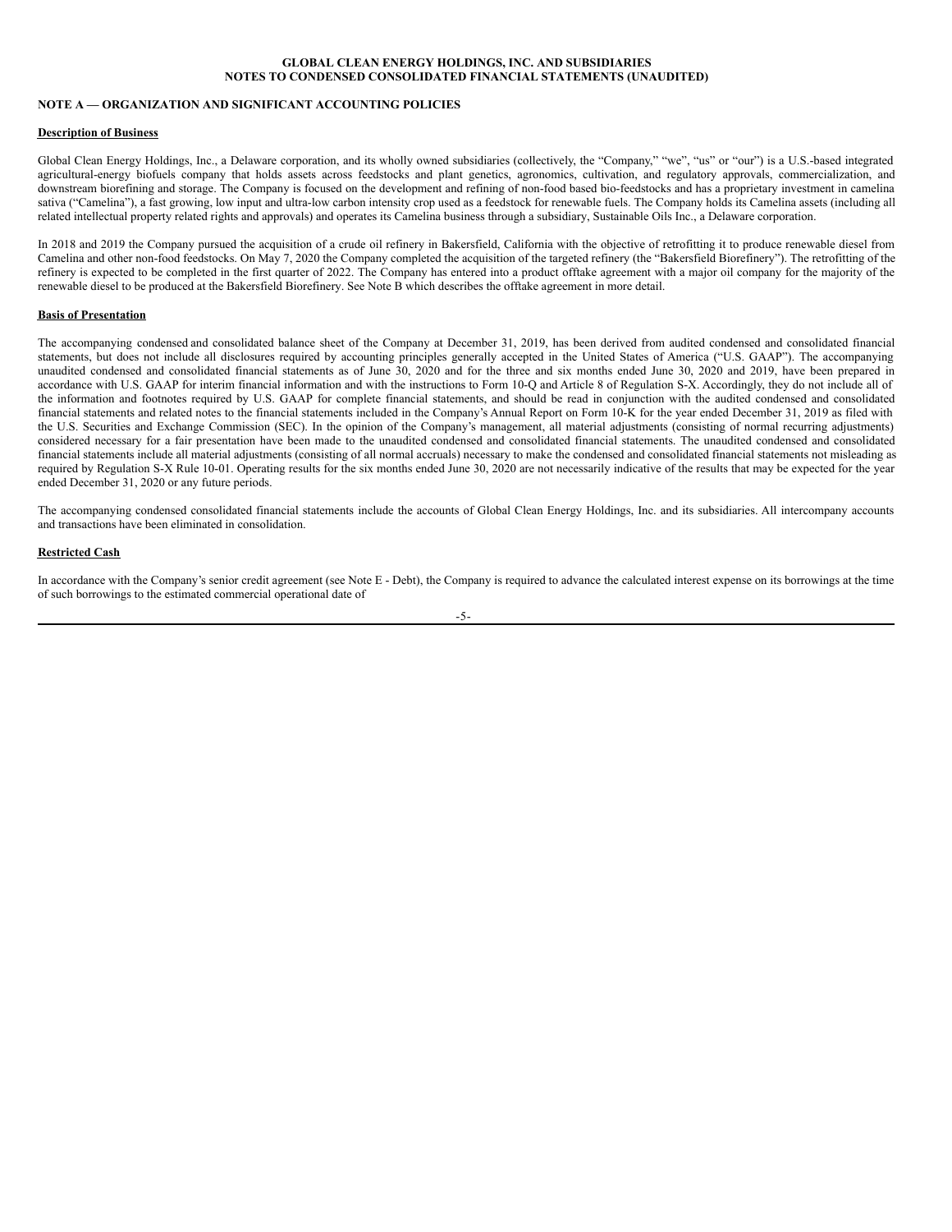**GLOBAL CLEAN ENERGY HOLDINGS, INC. AND SUBSIDIARIES**
**NOTES TO CONDENSED CONSOLIDATED FINANCIAL STATEMENTS (UNAUDITED)**

## NOTE A — ORGANIZATION AND SIGNIFICANT ACCOUNTING POLICIES

### Description of Business

Global Clean Energy Holdings, Inc., a Delaware corporation, and its wholly owned subsidiaries (collectively, the "Company," "we", "us" or "our") is a U.S.-based integrated agricultural-energy biofuels company that holds assets across feedstocks and plant genetics, agronomics, cultivation, and regulatory approvals, commercialization, and downstream biorefining and storage. The Company is focused on the development and refining of non-food based bio-feedstocks and has a proprietary investment in camelina sativa ("Camelina"), a fast growing, low input and ultra-low carbon intensity crop used as a feedstock for renewable fuels. The Company holds its Camelina assets (including all related intellectual property related rights and approvals) and operates its Camelina business through a subsidiary, Sustainable Oils Inc., a Delaware corporation.

In 2018 and 2019 the Company pursued the acquisition of a crude oil refinery in Bakersfield, California with the objective of retrofitting it to produce renewable diesel from Camelina and other non-food feedstocks. On May 7, 2020 the Company completed the acquisition of the targeted refinery (the "Bakersfield Biorefinery"). The retrofitting of the refinery is expected to be completed in the first quarter of 2022. The Company has entered into a product offtake agreement with a major oil company for the majority of the renewable diesel to be produced at the Bakersfield Biorefinery. See Note B which describes the offtake agreement in more detail.

### Basis of Presentation

The accompanying condensed and consolidated balance sheet of the Company at December 31, 2019, has been derived from audited condensed and consolidated financial statements, but does not include all disclosures required by accounting principles generally accepted in the United States of America ("U.S. GAAP"). The accompanying unaudited condensed and consolidated financial statements as of June 30, 2020 and for the three and six months ended June 30, 2020 and 2019, have been prepared in accordance with U.S. GAAP for interim financial information and with the instructions to Form 10-Q and Article 8 of Regulation S-X. Accordingly, they do not include all of the information and footnotes required by U.S. GAAP for complete financial statements, and should be read in conjunction with the audited condensed and consolidated financial statements and related notes to the financial statements included in the Company's Annual Report on Form 10-K for the year ended December 31, 2019 as filed with the U.S. Securities and Exchange Commission (SEC). In the opinion of the Company's management, all material adjustments (consisting of normal recurring adjustments) considered necessary for a fair presentation have been made to the unaudited condensed and consolidated financial statements. The unaudited condensed and consolidated financial statements include all material adjustments (consisting of all normal accruals) necessary to make the condensed and consolidated financial statements not misleading as required by Regulation S-X Rule 10-01. Operating results for the six months ended June 30, 2020 are not necessarily indicative of the results that may be expected for the year ended December 31, 2020 or any future periods.

The accompanying condensed consolidated financial statements include the accounts of Global Clean Energy Holdings, Inc. and its subsidiaries. All intercompany accounts and transactions have been eliminated in consolidation.

### Restricted Cash

In accordance with the Company's senior credit agreement (see Note E - Debt), the Company is required to advance the calculated interest expense on its borrowings at the time of such borrowings to the estimated commercial operational date of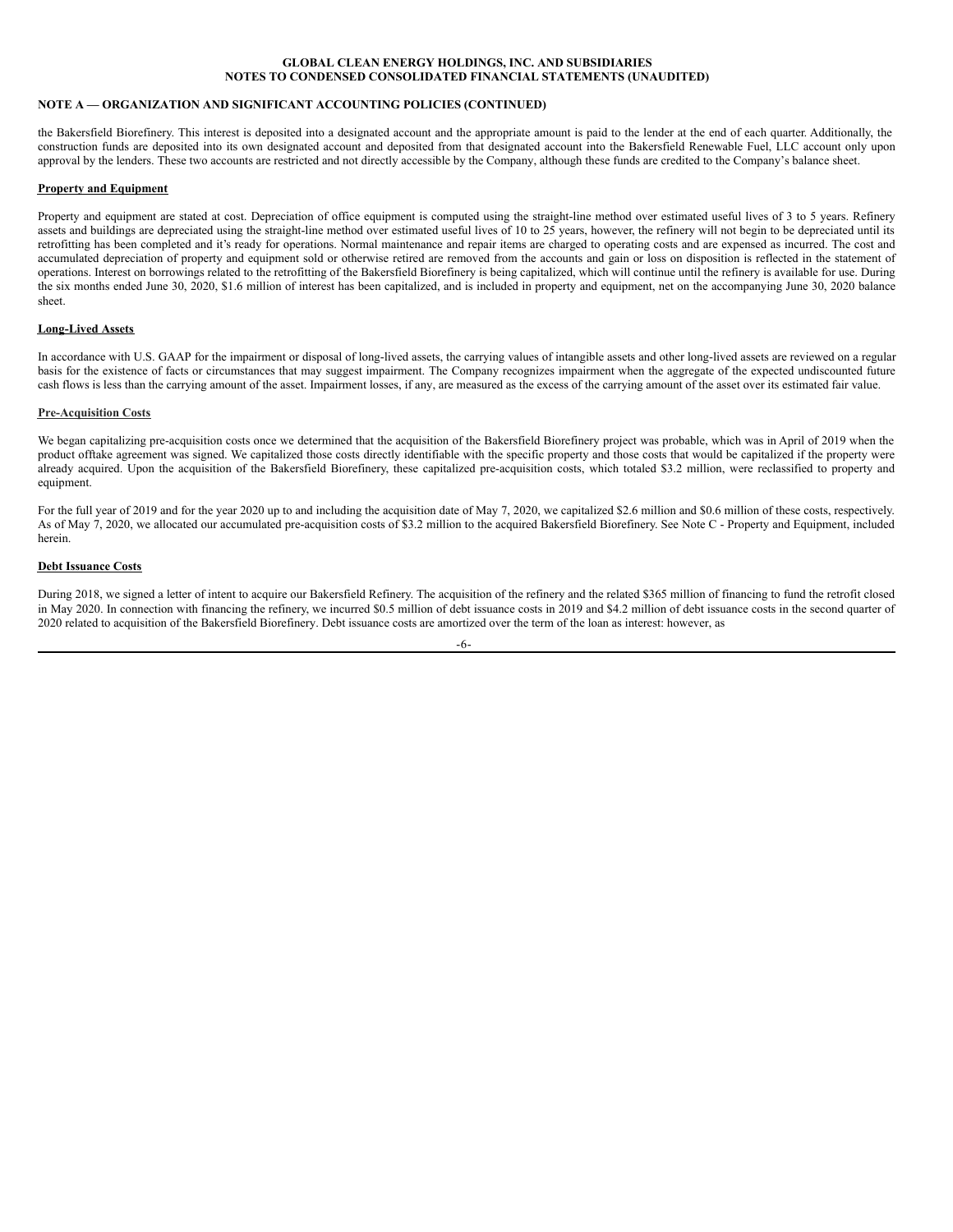## NOTE A — ORGANIZATION AND SIGNIFICANT ACCOUNTING POLICIES (CONTINUED)

the Bakersfield Biorefinery. This interest is deposited into a designated account and the appropriate amount is paid to the lender at the end of each quarter. Additionally, the construction funds are deposited into its own designated account and deposited from that designated account into the Bakersfield Renewable Fuel, LLC account only upon approval by the lenders. These two accounts are restricted and not directly accessible by the Company, although these funds are credited to the Company's balance sheet.

### Property and Equipment

Property and equipment are stated at cost. Depreciation of office equipment is computed using the straight-line method over estimated useful lives of 3 to 5 years. Refinery assets and buildings are depreciated using the straight-line method over estimated useful lives of 10 to 25 years, however, the refinery will not begin to be depreciated until its retrofitting has been completed and it's ready for operations. Normal maintenance and repair items are charged to operating costs and are expensed as incurred. The cost and accumulated depreciation of property and equipment sold or otherwise retired are removed from the accounts and gain or loss on disposition is reflected in the statement of operations. Interest on borrowings related to the retrofitting of the Bakersfield Biorefinery is being capitalized, which will continue until the refinery is available for use. During the six months ended June 30, 2020, $1.6 million of interest has been capitalized, and is included in property and equipment, net on the accompanying June 30, 2020 balance sheet.

### Long-Lived Assets

In accordance with U.S. GAAP for the impairment or disposal of long-lived assets, the carrying values of intangible assets and other long-lived assets are reviewed on a regular basis for the existence of facts or circumstances that may suggest impairment. The Company recognizes impairment when the aggregate of the expected undiscounted future cash flows is less than the carrying amount of the asset. Impairment losses, if any, are measured as the excess of the carrying amount of the asset over its estimated fair value.

### Pre-Acquisition Costs

We began capitalizing pre-acquisition costs once we determined that the acquisition of the Bakersfield Biorefinery project was probable, which was in April of 2019 when the product offtake agreement was signed. We capitalized those costs directly identifiable with the specific property and those costs that would be capitalized if the property were already acquired. Upon the acquisition of the Bakersfield Biorefinery, these capitalized pre-acquisition costs, which totaled $3.2 million, were reclassified to property and equipment.

For the full year of 2019 and for the year 2020 up to and including the acquisition date of May 7, 2020, we capitalized $2.6 million and $0.6 million of these costs, respectively. As of May 7, 2020, we allocated our accumulated pre-acquisition costs of $3.2 million to the acquired Bakersfield Biorefinery. See Note C - Property and Equipment, included herein.

### Debt Issuance Costs

During 2018, we signed a letter of intent to acquire our Bakersfield Refinery. The acquisition of the refinery and the related $365 million of financing to fund the retrofit closed in May 2020. In connection with financing the refinery, we incurred $0.5 million of debt issuance costs in 2019 and $4.2 million of debt issuance costs in the second quarter of 2020 related to acquisition of the Bakersfield Biorefinery. Debt issuance costs are amortized over the term of the loan as interest: however, as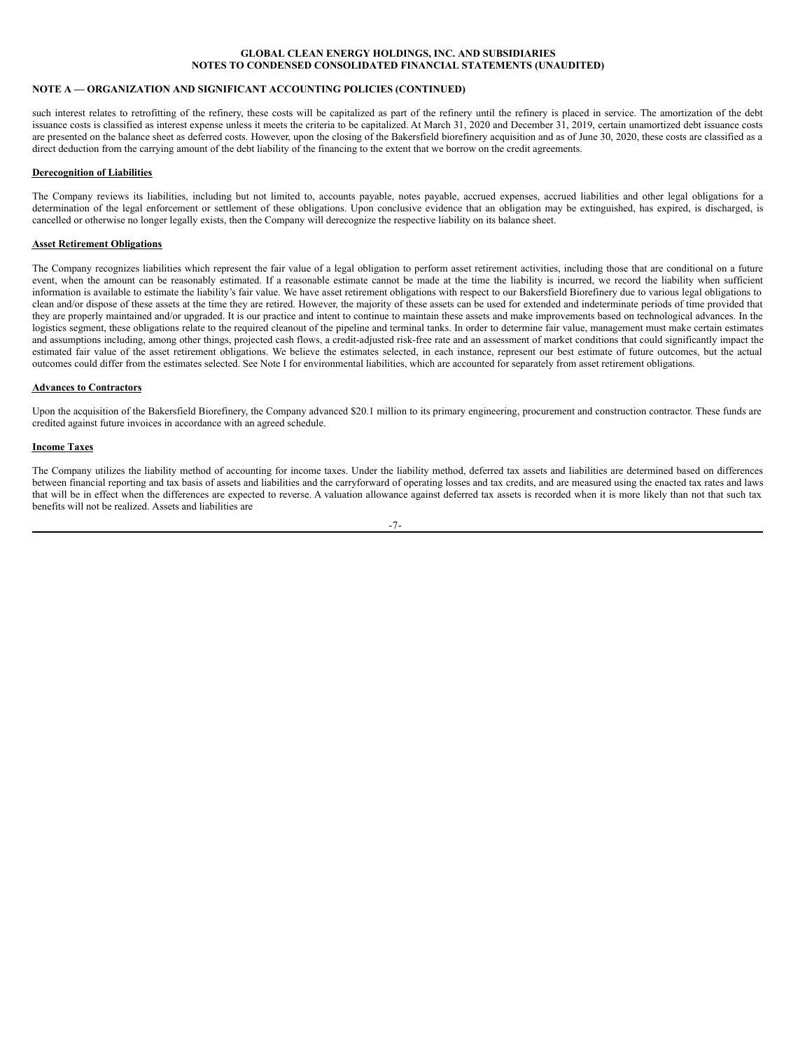## NOTE A — ORGANIZATION AND SIGNIFICANT ACCOUNTING POLICIES (CONTINUED)

such interest relates to retrofitting of the refinery, these costs will be capitalized as part of the refinery until the refinery is placed in service. The amortization of the debt issuance costs is classified as interest expense unless it meets the criteria to be capitalized. At March 31, 2020 and December 31, 2019, certain unamortized debt issuance costs are presented on the balance sheet as deferred costs. However, upon the closing of the Bakersfield biorefinery acquisition and as of June 30, 2020, these costs are classified as a direct deduction from the carrying amount of the debt liability of the financing to the extent that we borrow on the credit agreements.

**Derecognition of Liabilities**

The Company reviews its liabilities, including but not limited to, accounts payable, notes payable, accrued expenses, accrued liabilities and other legal obligations for a determination of the legal enforcement or settlement of these obligations. Upon conclusive evidence that an obligation may be extinguished, has expired, is discharged, is cancelled or otherwise no longer legally exists, then the Company will derecognize the respective liability on its balance sheet.

**Asset Retirement Obligations**

The Company recognizes liabilities which represent the fair value of a legal obligation to perform asset retirement activities, including those that are conditional on a future event, when the amount can be reasonably estimated. If a reasonable estimate cannot be made at the time the liability is incurred, we record the liability when sufficient information is available to estimate the liability's fair value. We have asset retirement obligations with respect to our Bakersfield Biorefinery due to various legal obligations to clean and/or dispose of these assets at the time they are retired. However, the majority of these assets can be used for extended and indeterminate periods of time provided that they are properly maintained and/or upgraded. It is our practice and intent to continue to maintain these assets and make improvements based on technological advances. In the logistics segment, these obligations relate to the required cleanout of the pipeline and terminal tanks. In order to determine fair value, management must make certain estimates and assumptions including, among other things, projected cash flows, a credit-adjusted risk-free rate and an assessment of market conditions that could significantly impact the estimated fair value of the asset retirement obligations. We believe the estimates selected, in each instance, represent our best estimate of future outcomes, but the actual outcomes could differ from the estimates selected. See Note I for environmental liabilities, which are accounted for separately from asset retirement obligations.

**Advances to Contractors**

Upon the acquisition of the Bakersfield Biorefinery, the Company advanced $20.1 million to its primary engineering, procurement and construction contractor. These funds are credited against future invoices in accordance with an agreed schedule.

**Income Taxes**

The Company utilizes the liability method of accounting for income taxes. Under the liability method, deferred tax assets and liabilities are determined based on differences between financial reporting and tax basis of assets and liabilities and the carryforward of operating losses and tax credits, and are measured using the enacted tax rates and laws that will be in effect when the differences are expected to reverse. A valuation allowance against deferred tax assets is recorded when it is more likely than not that such tax benefits will not be realized. Assets and liabilities are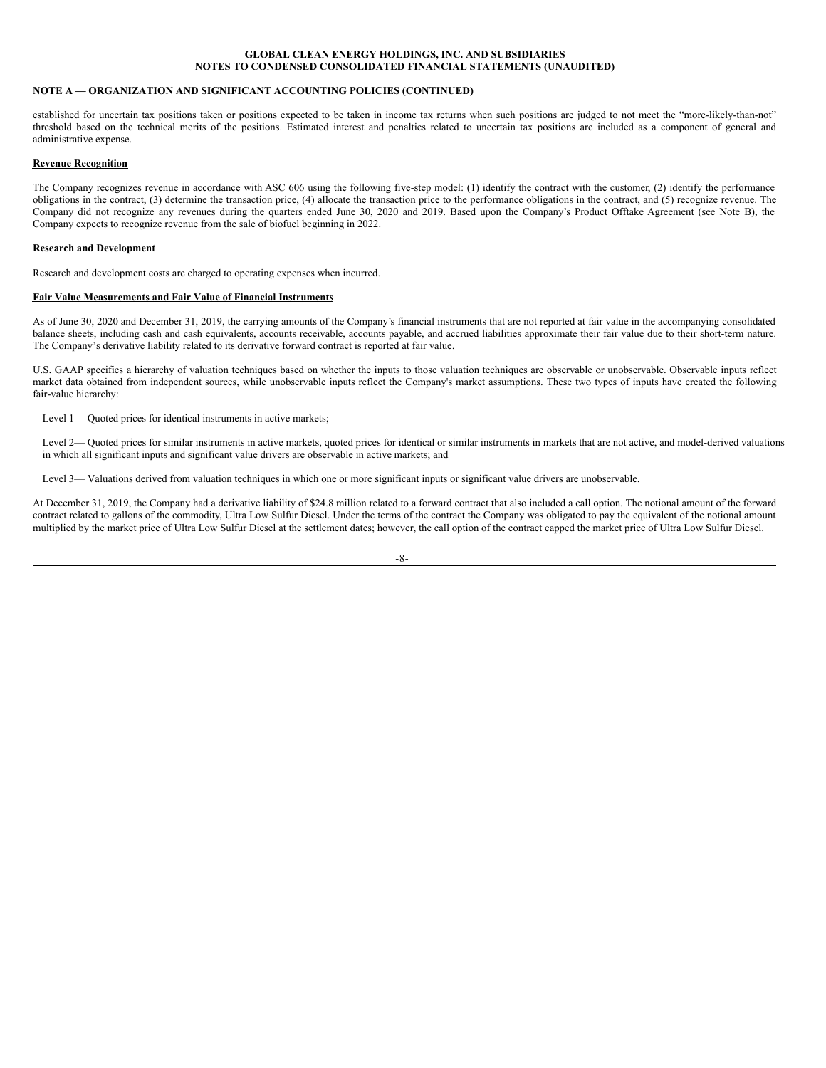## NOTE A — ORGANIZATION AND SIGNIFICANT ACCOUNTING POLICIES (CONTINUED)

established for uncertain tax positions taken or positions expected to be taken in income tax returns when such positions are judged to not meet the "more-likely-than-not" threshold based on the technical merits of the positions. Estimated interest and penalties related to uncertain tax positions are included as a component of general and administrative expense.

**Revenue Recognition**

The Company recognizes revenue in accordance with ASC 606 using the following five-step model: (1) identify the contract with the customer, (2) identify the performance obligations in the contract, (3) determine the transaction price, (4) allocate the transaction price to the performance obligations in the contract, and (5) recognize revenue. The Company did not recognize any revenues during the quarters ended June 30, 2020 and 2019. Based upon the Company's Product Offtake Agreement (see Note B), the Company expects to recognize revenue from the sale of biofuel beginning in 2022.

**Research and Development**

Research and development costs are charged to operating expenses when incurred.

**Fair Value Measurements and Fair Value of Financial Instruments**

As of June 30, 2020 and December 31, 2019, the carrying amounts of the Company's financial instruments that are not reported at fair value in the accompanying consolidated balance sheets, including cash and cash equivalents, accounts receivable, accounts payable, and accrued liabilities approximate their fair value due to their short-term nature. The Company's derivative liability related to its derivative forward contract is reported at fair value.

U.S. GAAP specifies a hierarchy of valuation techniques based on whether the inputs to those valuation techniques are observable or unobservable. Observable inputs reflect market data obtained from independent sources, while unobservable inputs reflect the Company's market assumptions. These two types of inputs have created the following fair-value hierarchy:

Level 1— Quoted prices for identical instruments in active markets;

Level 2— Quoted prices for similar instruments in active markets, quoted prices for identical or similar instruments in markets that are not active, and model-derived valuations in which all significant inputs and significant value drivers are observable in active markets; and

Level 3— Valuations derived from valuation techniques in which one or more significant inputs or significant value drivers are unobservable.

At December 31, 2019, the Company had a derivative liability of $24.8 million related to a forward contract that also included a call option. The notional amount of the forward contract related to gallons of the commodity, Ultra Low Sulfur Diesel. Under the terms of the contract the Company was obligated to pay the equivalent of the notional amount multiplied by the market price of Ultra Low Sulfur Diesel at the settlement dates; however, the call option of the contract capped the market price of Ultra Low Sulfur Diesel.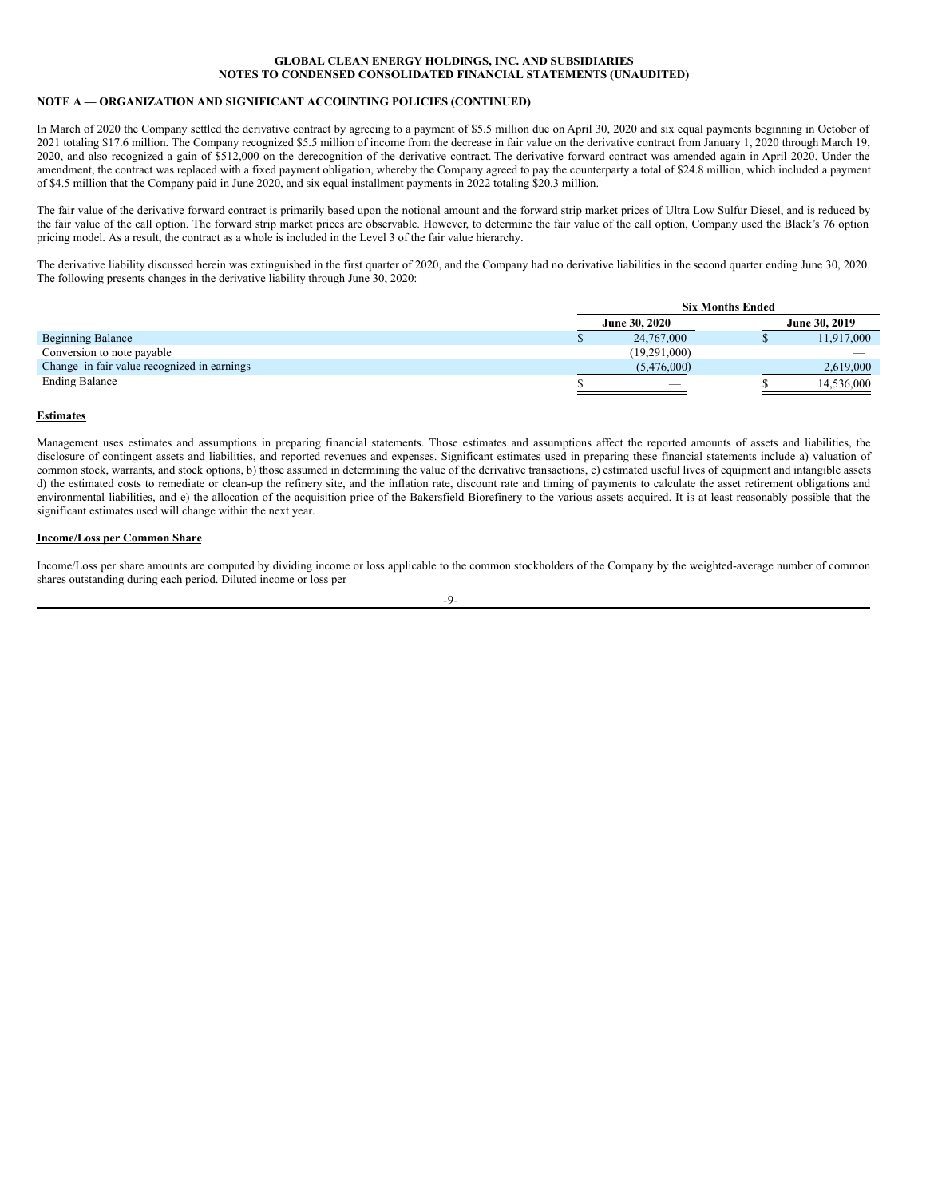In March of 2020 the Company settled the derivative contract by agreeing to a payment of $5.5 million due on April 30, 2020 and six equal payments beginning in October of 2021 totaling $17.6 million. The Company recognized $5.5 million of income from the decrease in fair value on the derivative contract from January 1, 2020 through March 19, 2020, and also recognized a gain of $512,000 on the derecognition of the derivative contract. The derivative forward contract was amended again in April 2020. Under the amendment, the contract was replaced with a fixed payment obligation, whereby the Company agreed to pay the counterparty a total of $24.8 million, which included a payment of $4.5 million that the Company paid in June 2020, and six equal installment payments in 2022 totaling $20.3 million.

The fair value of the derivative forward contract is primarily based upon the notional amount and the forward strip market prices of Ultra Low Sulfur Diesel, and is reduced by the fair value of the call option. The forward strip market prices are observable. However, to determine the fair value of the call option, Company used the Black's 76 option pricing model. As a result, the contract as a whole is included in the Level 3 of the fair value hierarchy.

The derivative liability discussed herein was extinguished in the first quarter of 2020, and the Company had no derivative liabilities in the second quarter ending June 30, 2020. The following presents changes in the derivative liability through June 30, 2020:

| | Six Months Ended | |
|---|---|---|
| | June 30, 2020 | June 30, 2019 |
| Beginning Balance | $ 24,767,000 | $ 11,917,000 |
| Conversion to note payable | (19,291,000) | — |
| Change in fair value recognized in earnings | (5,476,000) | 2,619,000 |
| Ending Balance | $ — | $ 14,536,000 |

**Estimates**

Management uses estimates and assumptions in preparing financial statements. Those estimates and assumptions affect the reported amounts of assets and liabilities, the disclosure of contingent assets and liabilities, and reported revenues and expenses. Significant estimates used in preparing these financial statements include a) valuation of common stock, warrants, and stock options, b) those assumed in determining the value of the derivative transactions, c) estimated useful lives of equipment and intangible assets d) the estimated costs to remediate or clean-up the refinery site, and the inflation rate, discount rate and timing of payments to calculate the asset retirement obligations and environmental liabilities, and e) the allocation of the acquisition price of the Bakersfield Biorefinery to the various assets acquired. It is at least reasonably possible that the significant estimates used will change within the next year.

**Income/Loss per Common Share**

Income/Loss per share amounts are computed by dividing income or loss applicable to the common stockholders of the Company by the weighted-average number of common shares outstanding during each period. Diluted income or loss per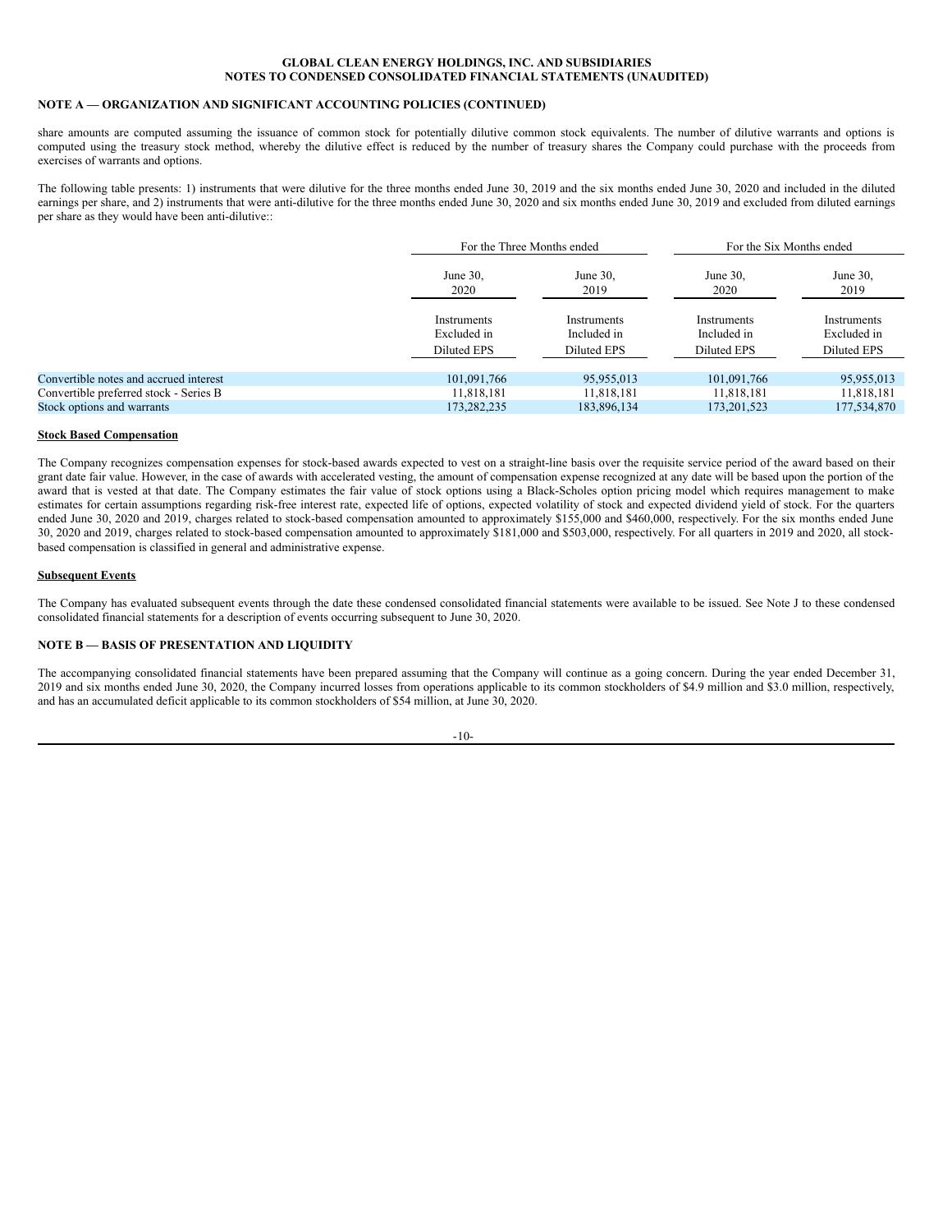### NOTE A — ORGANIZATION AND SIGNIFICANT ACCOUNTING POLICIES (CONTINUED)

share amounts are computed assuming the issuance of common stock for potentially dilutive common stock equivalents. The number of dilutive warrants and options is computed using the treasury stock method, whereby the dilutive effect is reduced by the number of treasury shares the Company could purchase with the proceeds from exercises of warrants and options.

The following table presents: 1) instruments that were dilutive for the three months ended June 30, 2019 and the six months ended June 30, 2020 and included in the diluted earnings per share, and 2) instruments that were anti-dilutive for the three months ended June 30, 2020 and six months ended June 30, 2019 and excluded from diluted earnings per share as they would have been anti-dilutive::

| | For the Three Months ended | | For the Six Months ended | |
|---|---|---|---|---|
| | June 30, 2020 | June 30, 2019 | June 30, 2020 | June 30, 2019 |
| | Instruments Excluded in Diluted EPS | Instruments Included in Diluted EPS | Instruments Included in Diluted EPS | Instruments Excluded in Diluted EPS |
| Convertible notes and accrued interest | 101,091,766 | 95,955,013 | 101,091,766 | 95,955,013 |
| Convertible preferred stock - Series B | 11,818,181 | 11,818,181 | 11,818,181 | 11,818,181 |
| Stock options and warrants | 173,282,235 | 183,896,134 | 173,201,523 | 177,534,870 |

**Stock Based Compensation**

The Company recognizes compensation expenses for stock-based awards expected to vest on a straight-line basis over the requisite service period of the award based on their grant date fair value. However, in the case of awards with accelerated vesting, the amount of compensation expense recognized at any date will be based upon the portion of the award that is vested at that date. The Company estimates the fair value of stock options using a Black-Scholes option pricing model which requires management to make estimates for certain assumptions regarding risk-free interest rate, expected life of options, expected volatility of stock and expected dividend yield of stock. For the quarters ended June 30, 2020 and 2019, charges related to stock-based compensation amounted to approximately $155,000 and $460,000, respectively. For the six months ended June 30, 2020 and 2019, charges related to stock-based compensation amounted to approximately $181,000 and $503,000, respectively. For all quarters in 2019 and 2020, all stock-based compensation is classified in general and administrative expense.

**Subsequent Events**

The Company has evaluated subsequent events through the date these condensed consolidated financial statements were available to be issued. See Note J to these condensed consolidated financial statements for a description of events occurring subsequent to June 30, 2020.

### NOTE B — BASIS OF PRESENTATION AND LIQUIDITY

The accompanying consolidated financial statements have been prepared assuming that the Company will continue as a going concern. During the year ended December 31, 2019 and six months ended June 30, 2020, the Company incurred losses from operations applicable to its common stockholders of $4.9 million and $3.0 million, respectively, and has an accumulated deficit applicable to its common stockholders of $54 million, at June 30, 2020.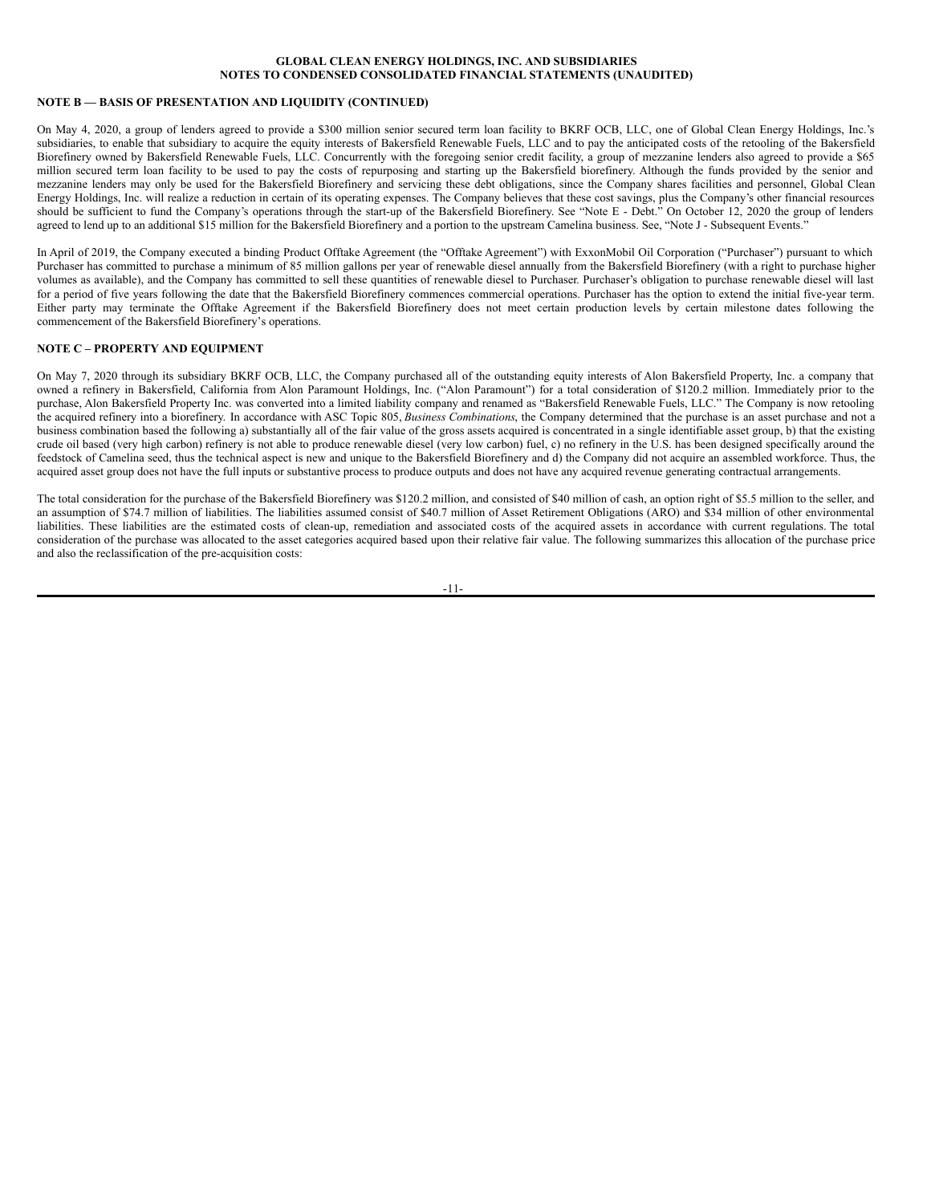**NOTE B — BASIS OF PRESENTATION AND LIQUIDITY (CONTINUED)**

On May 4, 2020, a group of lenders agreed to provide a $300 million senior secured term loan facility to BKRF OCB, LLC, one of Global Clean Energy Holdings, Inc.'s subsidiaries, to enable that subsidiary to acquire the equity interests of Bakersfield Renewable Fuels, LLC and to pay the anticipated costs of the retooling of the Bakersfield Biorefinery owned by Bakersfield Renewable Fuels, LLC. Concurrently with the foregoing senior credit facility, a group of mezzanine lenders also agreed to provide a $65 million secured term loan facility to be used to pay the costs of repurposing and starting up the Bakersfield biorefinery. Although the funds provided by the senior and mezzanine lenders may only be used for the Bakersfield Biorefinery and servicing these debt obligations, since the Company shares facilities and personnel, Global Clean Energy Holdings, Inc. will realize a reduction in certain of its operating expenses. The Company believes that these cost savings, plus the Company's other financial resources should be sufficient to fund the Company's operations through the start-up of the Bakersfield Biorefinery. See "Note E - Debt." On October 12, 2020 the group of lenders agreed to lend up to an additional $15 million for the Bakersfield Biorefinery and a portion to the upstream Camelina business. See, "Note J - Subsequent Events."

In April of 2019, the Company executed a binding Product Offtake Agreement (the "Offtake Agreement") with ExxonMobil Oil Corporation ("Purchaser") pursuant to which Purchaser has committed to purchase a minimum of 85 million gallons per year of renewable diesel annually from the Bakersfield Biorefinery (with a right to purchase higher volumes as available), and the Company has committed to sell these quantities of renewable diesel to Purchaser. Purchaser's obligation to purchase renewable diesel will last for a period of five years following the date that the Bakersfield Biorefinery commences commercial operations. Purchaser has the option to extend the initial five-year term. Either party may terminate the Offtake Agreement if the Bakersfield Biorefinery does not meet certain production levels by certain milestone dates following the commencement of the Bakersfield Biorefinery's operations.

**NOTE C – PROPERTY AND EQUIPMENT**

On May 7, 2020 through its subsidiary BKRF OCB, LLC, the Company purchased all of the outstanding equity interests of Alon Bakersfield Property, Inc. a company that owned a refinery in Bakersfield, California from Alon Paramount Holdings, Inc. ("Alon Paramount") for a total consideration of $120.2 million. Immediately prior to the purchase, Alon Bakersfield Property Inc. was converted into a limited liability company and renamed as "Bakersfield Renewable Fuels, LLC." The Company is now retooling the acquired refinery into a biorefinery. In accordance with ASC Topic 805, *Business Combinations*, the Company determined that the purchase is an asset purchase and not a business combination based the following a) substantially all of the fair value of the gross assets acquired is concentrated in a single identifiable asset group, b) that the existing crude oil based (very high carbon) refinery is not able to produce renewable diesel (very low carbon) fuel, c) no refinery in the U.S. has been designed specifically around the feedstock of Camelina seed, thus the technical aspect is new and unique to the Bakersfield Biorefinery and d) the Company did not acquire an assembled workforce. Thus, the acquired asset group does not have the full inputs or substantive process to produce outputs and does not have any acquired revenue generating contractual arrangements.

The total consideration for the purchase of the Bakersfield Biorefinery was $120.2 million, and consisted of $40 million of cash, an option right of $5.5 million to the seller, and an assumption of $74.7 million of liabilities. The liabilities assumed consist of $40.7 million of Asset Retirement Obligations (ARO) and $34 million of other environmental liabilities. These liabilities are the estimated costs of clean-up, remediation and associated costs of the acquired assets in accordance with current regulations. The total consideration of the purchase was allocated to the asset categories acquired based upon their relative fair value. The following summarizes this allocation of the purchase price and also the reclassification of the pre-acquisition costs: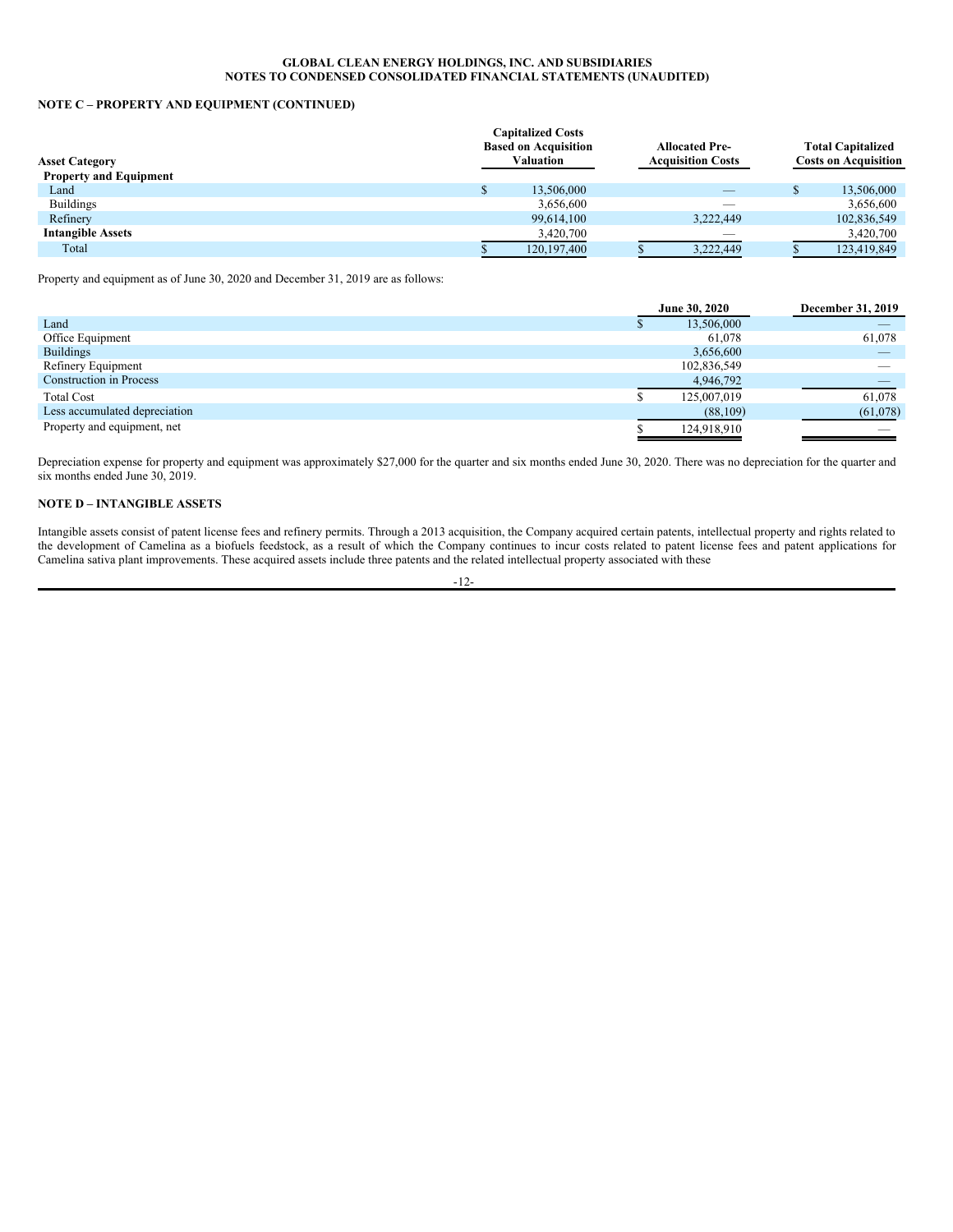**GLOBAL CLEAN ENERGY HOLDINGS, INC. AND SUBSIDIARIES**
**NOTES TO CONDENSED CONSOLIDATED FINANCIAL STATEMENTS (UNAUDITED)**

**NOTE C – PROPERTY AND EQUIPMENT (CONTINUED)**

| Asset Category | Capitalized Costs Based on Acquisition Valuation | Allocated Pre-Acquisition Costs | Total Capitalized Costs on Acquisition |
|---|---|---|---|
| **Property and Equipment** | | | |
| Land | $ 13,506,000 | — | $ 13,506,000 |
| Buildings | 3,656,600 | — | 3,656,600 |
| Refinery | 99,614,100 | 3,222,449 | 102,836,549 |
| **Intangible Assets** | 3,420,700 | — | 3,420,700 |
| Total | $ 120,197,400 | $ 3,222,449 | $ 123,419,849 |

Property and equipment as of June 30, 2020 and December 31, 2019 are as follows:

| | June 30, 2020 | December 31, 2019 |
|---|---|---|
| Land | $ 13,506,000 | — |
| Office Equipment | 61,078 | 61,078 |
| Buildings | 3,656,600 | — |
| Refinery Equipment | 102,836,549 | — |
| Construction in Process | 4,946,792 | — |
| Total Cost | $ 125,007,019 | 61,078 |
| Less accumulated depreciation | (88,109) | (61,078) |
| Property and equipment, net | $ 124,918,910 | — |

Depreciation expense for property and equipment was approximately $27,000 for the quarter and six months ended June 30, 2020. There was no depreciation for the quarter and six months ended June 30, 2019.

**NOTE D – INTANGIBLE ASSETS**

Intangible assets consist of patent license fees and refinery permits. Through a 2013 acquisition, the Company acquired certain patents, intellectual property and rights related to the development of Camelina as a biofuels feedstock, as a result of which the Company continues to incur costs related to patent license fees and patent applications for Camelina sativa plant improvements. These acquired assets include three patents and the related intellectual property associated with these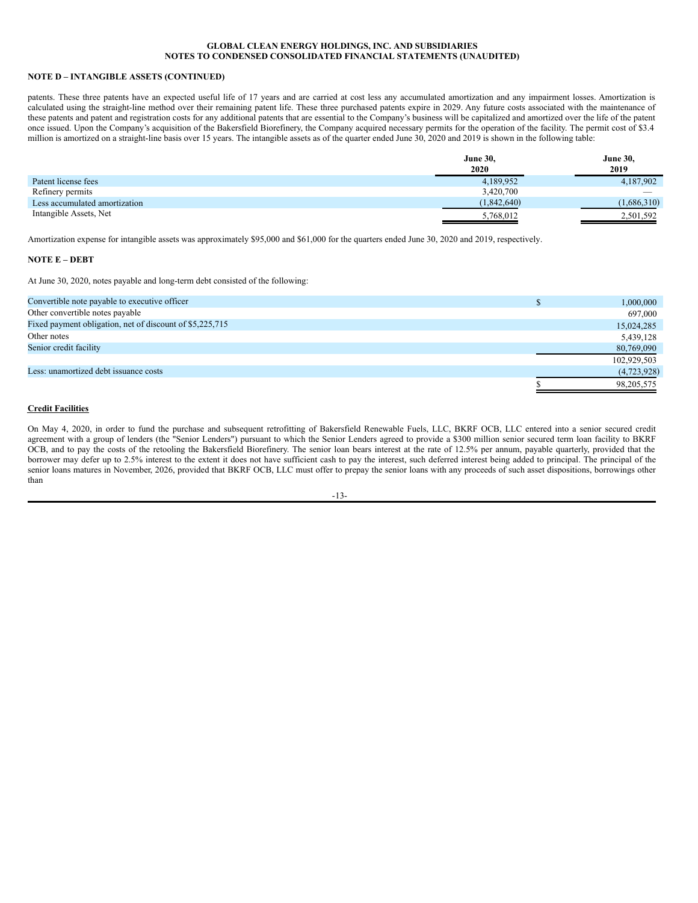**NOTE D – INTANGIBLE ASSETS (CONTINUED)**

patents. These three patents have an expected useful life of 17 years and are carried at cost less any accumulated amortization and any impairment losses. Amortization is calculated using the straight-line method over their remaining patent life. These three purchased patents expire in 2029. Any future costs associated with the maintenance of these patents and patent and registration costs for any additional patents that are essential to the Company's business will be capitalized and amortized over the life of the patent once issued. Upon the Company's acquisition of the Bakersfield Biorefinery, the Company acquired necessary permits for the operation of the facility. The permit cost of $3.4 million is amortized on a straight-line basis over 15 years. The intangible assets as of the quarter ended June 30, 2020 and 2019 is shown in the following table:

| | June 30, 2020 | June 30, 2019 |
|---|---|---|
| Patent license fees | 4,189,952 | 4,187,902 |
| Refinery permits | 3,420,700 | — |
| Less accumulated amortization | (1,842,640) | (1,686,310) |
| Intangible Assets, Net | 5,768,012 | 2,501,592 |

Amortization expense for intangible assets was approximately $95,000 and $61,000 for the quarters ended June 30, 2020 and 2019, respectively.

**NOTE E – DEBT**

At June 30, 2020, notes payable and long-term debt consisted of the following:

| | |
|---|---|
| Convertible note payable to executive officer | $ 1,000,000 |
| Other convertible notes payable | 697,000 |
| Fixed payment obligation, net of discount of $5,225,715 | 15,024,285 |
| Other notes | 5,439,128 |
| Senior credit facility | 80,769,090 |
| | 102,929,503 |
| Less: unamortized debt issuance costs | (4,723,928) |
| | $ 98,205,575 |

**Credit Facilities**

On May 4, 2020, in order to fund the purchase and subsequent retrofitting of Bakersfield Renewable Fuels, LLC, BKRF OCB, LLC entered into a senior secured credit agreement with a group of lenders (the "Senior Lenders") pursuant to which the Senior Lenders agreed to provide a $300 million senior secured term loan facility to BKRF OCB, and to pay the costs of the retooling the Bakersfield Biorefinery. The senior loan bears interest at the rate of 12.5% per annum, payable quarterly, provided that the borrower may defer up to 2.5% interest to the extent it does not have sufficient cash to pay the interest, such deferred interest being added to principal. The principal of the senior loans matures in November, 2026, provided that BKRF OCB, LLC must offer to prepay the senior loans with any proceeds of such asset dispositions, borrowings other than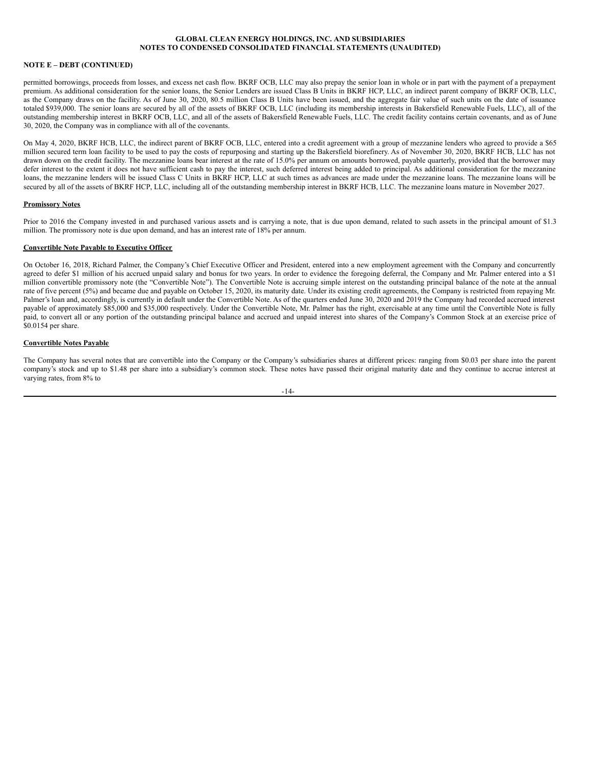**NOTE E – DEBT (CONTINUED)**

permitted borrowings, proceeds from losses, and excess net cash flow. BKRF OCB, LLC may also prepay the senior loan in whole or in part with the payment of a prepayment premium. As additional consideration for the senior loans, the Senior Lenders are issued Class B Units in BKRF HCP, LLC, an indirect parent company of BKRF OCB, LLC, as the Company draws on the facility. As of June 30, 2020, 80.5 million Class B Units have been issued, and the aggregate fair value of such units on the date of issuance totaled $939,000. The senior loans are secured by all of the assets of BKRF OCB, LLC (including its membership interests in Bakersfield Renewable Fuels, LLC), all of the outstanding membership interest in BKRF OCB, LLC, and all of the assets of Bakersfield Renewable Fuels, LLC. The credit facility contains certain covenants, and as of June 30, 2020, the Company was in compliance with all of the covenants.

On May 4, 2020, BKRF HCB, LLC, the indirect parent of BKRF OCB, LLC, entered into a credit agreement with a group of mezzanine lenders who agreed to provide a $65 million secured term loan facility to be used to pay the costs of repurposing and starting up the Bakersfield biorefinery. As of November 30, 2020, BKRF HCB, LLC has not drawn down on the credit facility. The mezzanine loans bear interest at the rate of 15.0% per annum on amounts borrowed, payable quarterly, provided that the borrower may defer interest to the extent it does not have sufficient cash to pay the interest, such deferred interest being added to principal. As additional consideration for the mezzanine loans, the mezzanine lenders will be issued Class C Units in BKRF HCP, LLC at such times as advances are made under the mezzanine loans. The mezzanine loans will be secured by all of the assets of BKRF HCP, LLC, including all of the outstanding membership interest in BKRF HCB, LLC. The mezzanine loans mature in November 2027.

**Promissory Notes**

Prior to 2016 the Company invested in and purchased various assets and is carrying a note, that is due upon demand, related to such assets in the principal amount of $1.3 million. The promissory note is due upon demand, and has an interest rate of 18% per annum.

**Convertible Note Payable to Executive Officer**

On October 16, 2018, Richard Palmer, the Company's Chief Executive Officer and President, entered into a new employment agreement with the Company and concurrently agreed to defer $1 million of his accrued unpaid salary and bonus for two years. In order to evidence the foregoing deferral, the Company and Mr. Palmer entered into a $1 million convertible promissory note (the "Convertible Note"). The Convertible Note is accruing simple interest on the outstanding principal balance of the note at the annual rate of five percent (5%) and became due and payable on October 15, 2020, its maturity date. Under its existing credit agreements, the Company is restricted from repaying Mr. Palmer's loan and, accordingly, is currently in default under the Convertible Note. As of the quarters ended June 30, 2020 and 2019 the Company had recorded accrued interest payable of approximately $85,000 and $35,000 respectively. Under the Convertible Note, Mr. Palmer has the right, exercisable at any time until the Convertible Note is fully paid, to convert all or any portion of the outstanding principal balance and accrued and unpaid interest into shares of the Company's Common Stock at an exercise price of $0.0154 per share.

**Convertible Notes Payable**

The Company has several notes that are convertible into the Company or the Company's subsidiaries shares at different prices: ranging from $0.03 per share into the parent company's stock and up to $1.48 per share into a subsidiary's common stock. These notes have passed their original maturity date and they continue to accrue interest at varying rates, from 8% to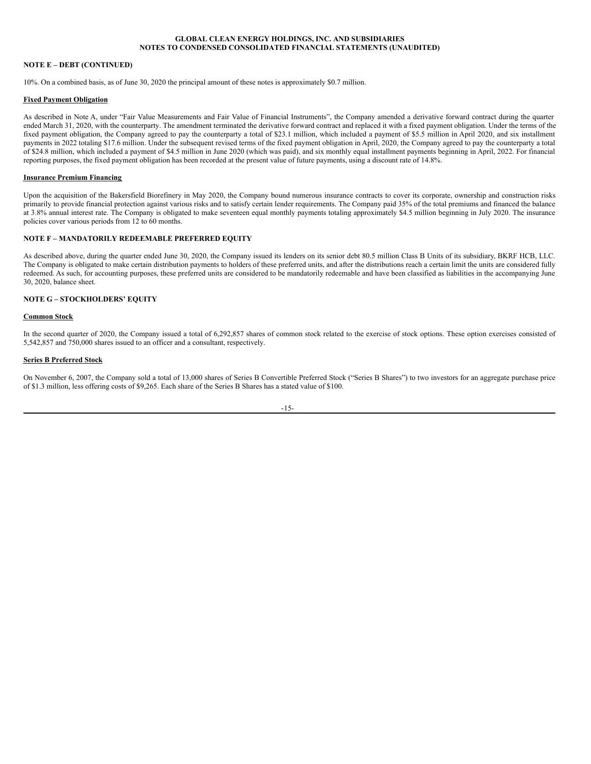**NOTE E – DEBT (CONTINUED)**

10%. On a combined basis, as of June 30, 2020 the principal amount of these notes is approximately $0.7 million.

**Fixed Payment Obligation**

As described in Note A, under "Fair Value Measurements and Fair Value of Financial Instruments", the Company amended a derivative forward contract during the quarter ended March 31, 2020, with the counterparty. The amendment terminated the derivative forward contract and replaced it with a fixed payment obligation. Under the terms of the fixed payment obligation, the Company agreed to pay the counterparty a total of $23.1 million, which included a payment of $5.5 million in April 2020, and six installment payments in 2022 totaling $17.6 million. Under the subsequent revised terms of the fixed payment obligation in April, 2020, the Company agreed to pay the counterparty a total of $24.8 million, which included a payment of $4.5 million in June 2020 (which was paid), and six monthly equal installment payments beginning in April, 2022. For financial reporting purposes, the fixed payment obligation has been recorded at the present value of future payments, using a discount rate of 14.8%.

**Insurance Premium Financing**

Upon the acquisition of the Bakersfield Biorefinery in May 2020, the Company bound numerous insurance contracts to cover its corporate, ownership and construction risks primarily to provide financial protection against various risks and to satisfy certain lender requirements. The Company paid 35% of the total premiums and financed the balance at 3.8% annual interest rate. The Company is obligated to make seventeen equal monthly payments totaling approximately $4.5 million beginning in July 2020. The insurance policies cover various periods from 12 to 60 months.

**NOTE F – MANDATORILY REDEEMABLE PREFERRED EQUITY**

As described above, during the quarter ended June 30, 2020, the Company issued its lenders on its senior debt 80.5 million Class B Units of its subsidiary, BKRF HCB, LLC. The Company is obligated to make certain distribution payments to holders of these preferred units, and after the distributions reach a certain limit the units are considered fully redeemed. As such, for accounting purposes, these preferred units are considered to be mandatorily redeemable and have been classified as liabilities in the accompanying June 30, 2020, balance sheet.

**NOTE G – STOCKHOLDERS' EQUITY**

**Common Stock**

In the second quarter of 2020, the Company issued a total of 6,292,857 shares of common stock related to the exercise of stock options. These option exercises consisted of 5,542,857 and 750,000 shares issued to an officer and a consultant, respectively.

**Series B Preferred Stock**

On November 6, 2007, the Company sold a total of 13,000 shares of Series B Convertible Preferred Stock ("Series B Shares") to two investors for an aggregate purchase price of $1.3 million, less offering costs of $9,265. Each share of the Series B Shares has a stated value of $100.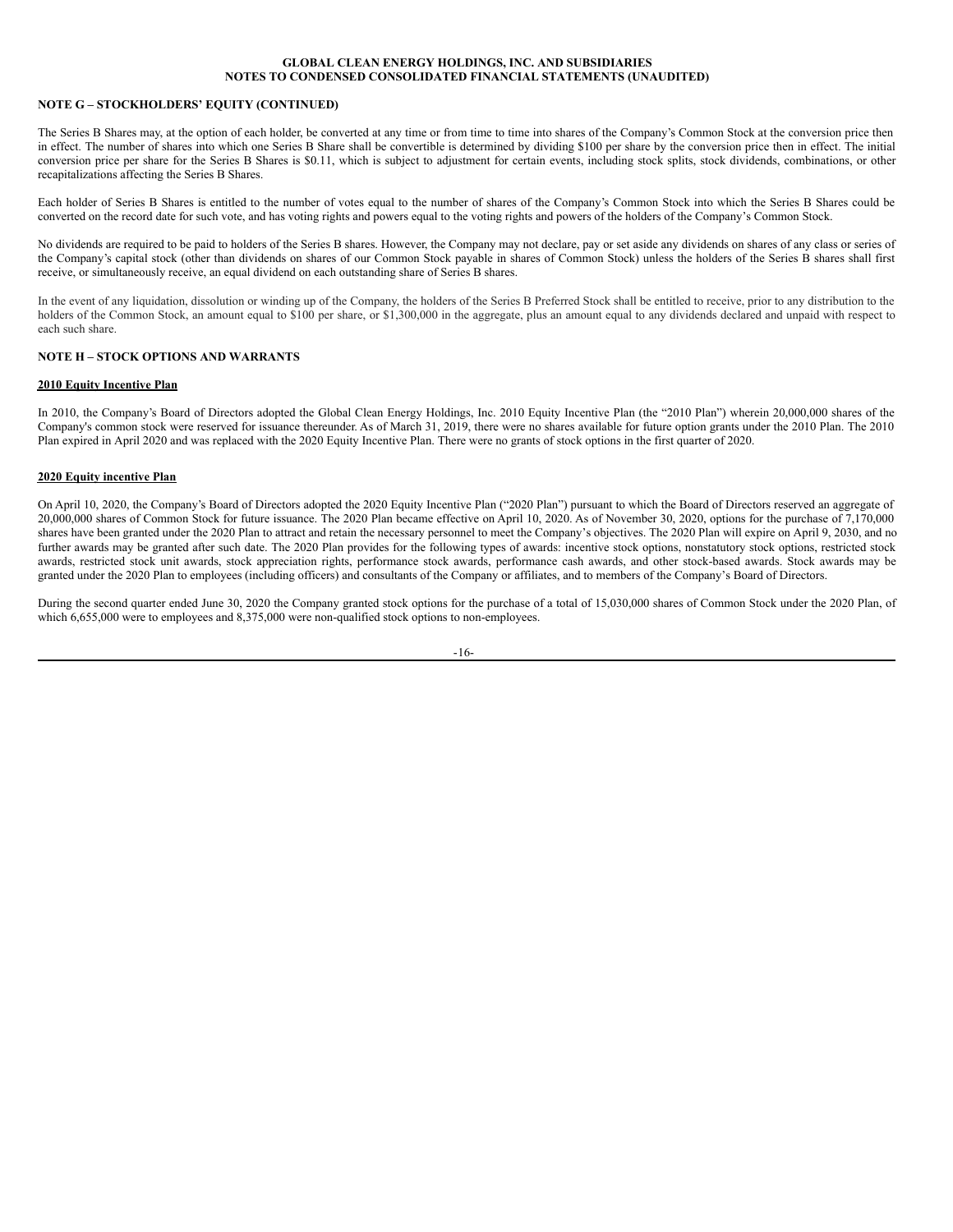GLOBAL CLEAN ENERGY HOLDINGS, INC. AND SUBSIDIARIES
NOTES TO CONDENSED CONSOLIDATED FINANCIAL STATEMENTS (UNAUDITED)

**NOTE G – STOCKHOLDERS' EQUITY (CONTINUED)**

The Series B Shares may, at the option of each holder, be converted at any time or from time to time into shares of the Company's Common Stock at the conversion price then in effect. The number of shares into which one Series B Share shall be convertible is determined by dividing $100 per share by the conversion price then in effect. The initial conversion price per share for the Series B Shares is $0.11, which is subject to adjustment for certain events, including stock splits, stock dividends, combinations, or other recapitalizations affecting the Series B Shares.

Each holder of Series B Shares is entitled to the number of votes equal to the number of shares of the Company's Common Stock into which the Series B Shares could be converted on the record date for such vote, and has voting rights and powers equal to the voting rights and powers of the holders of the Company's Common Stock.

No dividends are required to be paid to holders of the Series B shares. However, the Company may not declare, pay or set aside any dividends on shares of any class or series of the Company's capital stock (other than dividends on shares of our Common Stock payable in shares of Common Stock) unless the holders of the Series B shares shall first receive, or simultaneously receive, an equal dividend on each outstanding share of Series B shares.

In the event of any liquidation, dissolution or winding up of the Company, the holders of the Series B Preferred Stock shall be entitled to receive, prior to any distribution to the holders of the Common Stock, an amount equal to $100 per share, or $1,300,000 in the aggregate, plus an amount equal to any dividends declared and unpaid with respect to each such share.

**NOTE H – STOCK OPTIONS AND WARRANTS**

**2010 Equity Incentive Plan**

In 2010, the Company's Board of Directors adopted the Global Clean Energy Holdings, Inc. 2010 Equity Incentive Plan (the "2010 Plan") wherein 20,000,000 shares of the Company's common stock were reserved for issuance thereunder. As of March 31, 2019, there were no shares available for future option grants under the 2010 Plan. The 2010 Plan expired in April 2020 and was replaced with the 2020 Equity Incentive Plan. There were no grants of stock options in the first quarter of 2020.

**2020 Equity incentive Plan**

On April 10, 2020, the Company's Board of Directors adopted the 2020 Equity Incentive Plan ("2020 Plan") pursuant to which the Board of Directors reserved an aggregate of 20,000,000 shares of Common Stock for future issuance. The 2020 Plan became effective on April 10, 2020. As of November 30, 2020, options for the purchase of 7,170,000 shares have been granted under the 2020 Plan to attract and retain the necessary personnel to meet the Company's objectives. The 2020 Plan will expire on April 9, 2030, and no further awards may be granted after such date. The 2020 Plan provides for the following types of awards: incentive stock options, nonstatutory stock options, restricted stock awards, restricted stock unit awards, stock appreciation rights, performance stock awards, performance cash awards, and other stock-based awards. Stock awards may be granted under the 2020 Plan to employees (including officers) and consultants of the Company or affiliates, and to members of the Company's Board of Directors.

During the second quarter ended June 30, 2020 the Company granted stock options for the purchase of a total of 15,030,000 shares of Common Stock under the 2020 Plan, of which 6,655,000 were to employees and 8,375,000 were non-qualified stock options to non-employees.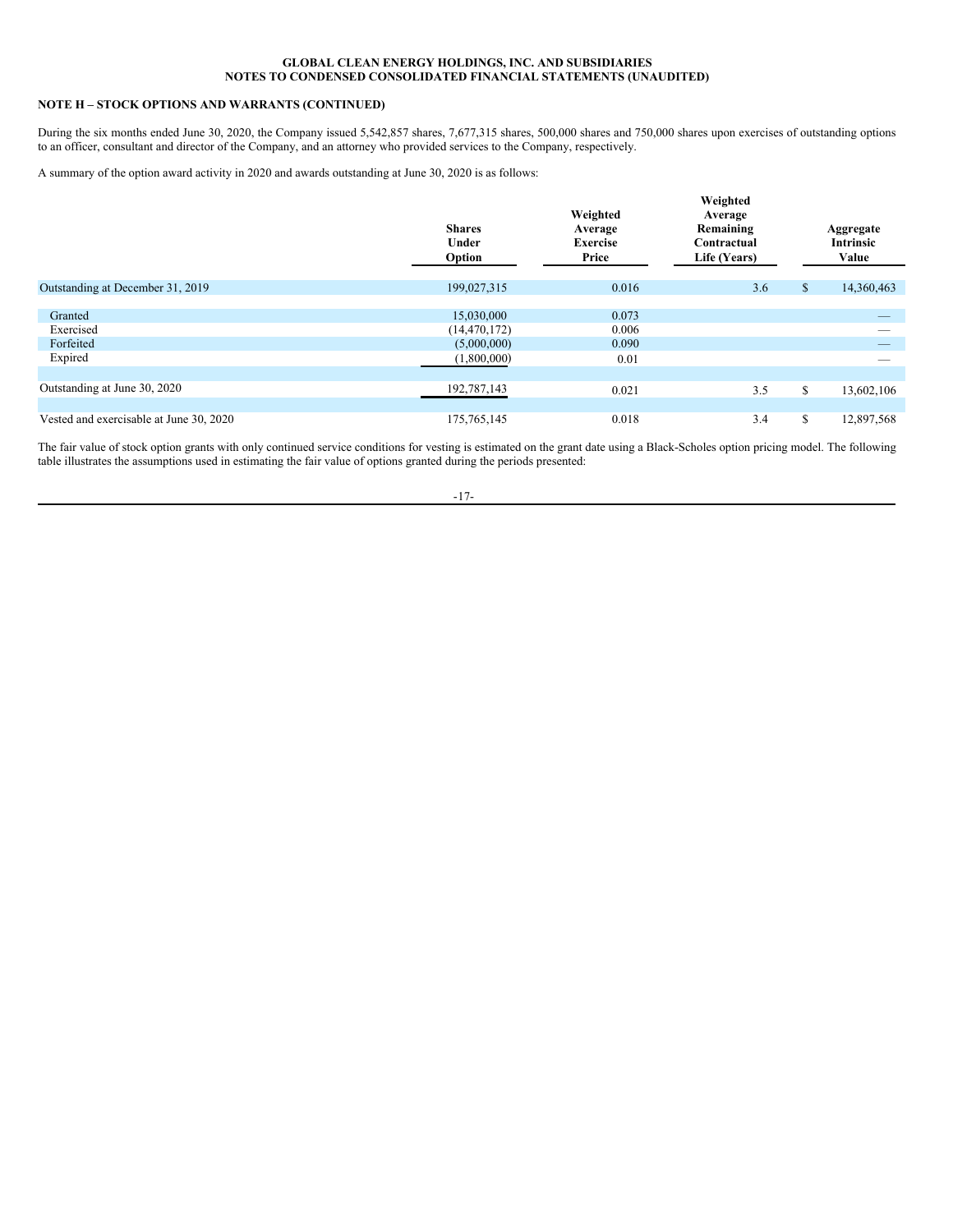**GLOBAL CLEAN ENERGY HOLDINGS, INC. AND SUBSIDIARIES**
**NOTES TO CONDENSED CONSOLIDATED FINANCIAL STATEMENTS (UNAUDITED)**

**NOTE H – STOCK OPTIONS AND WARRANTS (CONTINUED)**

During the six months ended June 30, 2020, the Company issued 5,542,857 shares, 7,677,315 shares, 500,000 shares and 750,000 shares upon exercises of outstanding options to an officer, consultant and director of the Company, and an attorney who provided services to the Company, respectively.

A summary of the option award activity in 2020 and awards outstanding at June 30, 2020 is as follows:

| | Shares Under Option | Weighted Average Exercise Price | Weighted Average Remaining Contractual Life (Years) | Aggregate Intrinsic Value |
|---|---|---|---|---|
| Outstanding at December 31, 2019 | 199,027,315 | 0.016 | 3.6 | $ 14,360,463 |
| Granted | 15,030,000 | 0.073 | | — |
| Exercised | (14,470,172) | 0.006 | | — |
| Forfeited | (5,000,000) | 0.090 | | — |
| Expired | (1,800,000) | 0.01 | | — |
| Outstanding at June 30, 2020 | 192,787,143 | 0.021 | 3.5 | $ 13,602,106 |
| Vested and exercisable at June 30, 2020 | 175,765,145 | 0.018 | 3.4 | $ 12,897,568 |

The fair value of stock option grants with only continued service conditions for vesting is estimated on the grant date using a Black-Scholes option pricing model. The following table illustrates the assumptions used in estimating the fair value of options granted during the periods presented: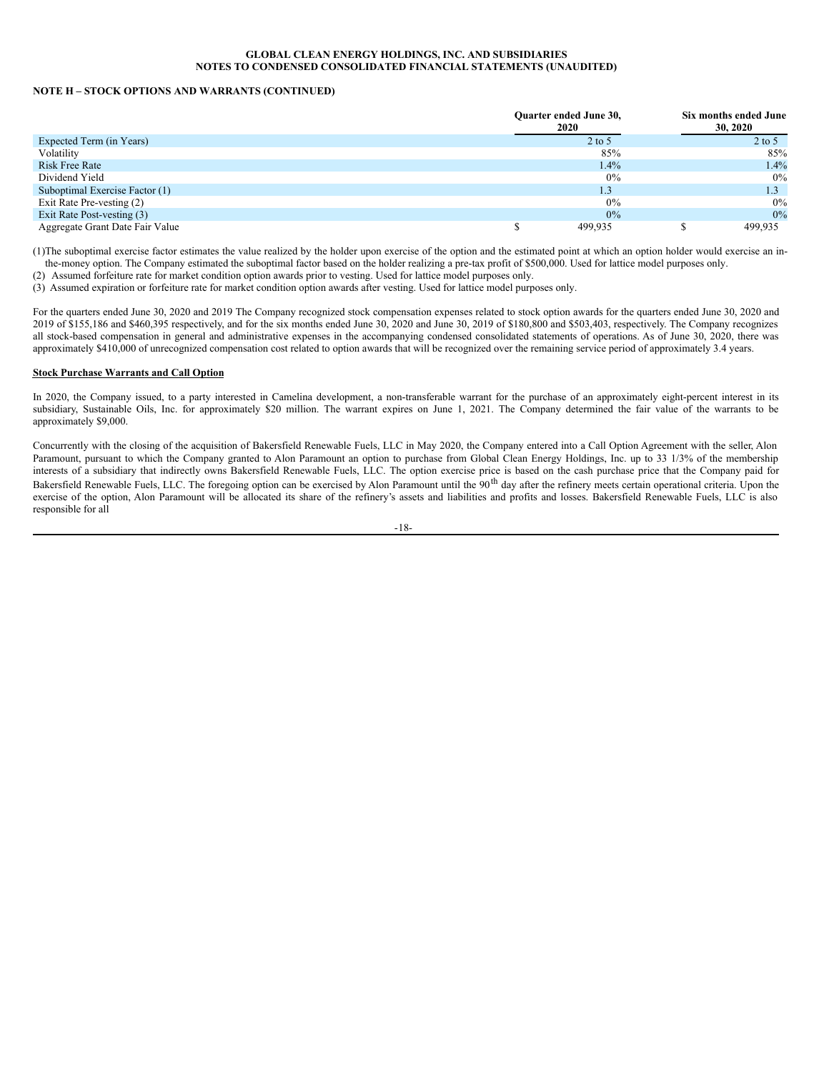## NOTE H – STOCK OPTIONS AND WARRANTS (CONTINUED)

| | Quarter ended June 30, 2020 | Six months ended June 30, 2020 |
|---|---|---|
| Expected Term (in Years) | 2 to 5 | 2 to 5 |
| Volatility | 85% | 85% |
| Risk Free Rate | 1.4% | 1.4% |
| Dividend Yield | 0% | 0% |
| Suboptimal Exercise Factor (1) | 1.3 | 1.3 |
| Exit Rate Pre-vesting (2) | 0% | 0% |
| Exit Rate Post-vesting (3) | 0% | 0% |
| Aggregate Grant Date Fair Value | $ 499,935 | $ 499,935 |

(1)The suboptimal exercise factor estimates the value realized by the holder upon exercise of the option and the estimated point at which an option holder would exercise an in-the-money option. The Company estimated the suboptimal factor based on the holder realizing a pre-tax profit of $500,000. Used for lattice model purposes only.

(2) Assumed forfeiture rate for market condition option awards prior to vesting. Used for lattice model purposes only.

(3) Assumed expiration or forfeiture rate for market condition option awards after vesting. Used for lattice model purposes only.

For the quarters ended June 30, 2020 and 2019 The Company recognized stock compensation expenses related to stock option awards for the quarters ended June 30, 2020 and 2019 of $155,186 and $460,395 respectively, and for the six months ended June 30, 2020 and June 30, 2019 of $180,800 and $503,403, respectively. The Company recognizes all stock-based compensation in general and administrative expenses in the accompanying condensed consolidated statements of operations. As of June 30, 2020, there was approximately $410,000 of unrecognized compensation cost related to option awards that will be recognized over the remaining service period of approximately 3.4 years.

**Stock Purchase Warrants and Call Option**

In 2020, the Company issued, to a party interested in Camelina development, a non-transferable warrant for the purchase of an approximately eight-percent interest in its subsidiary, Sustainable Oils, Inc. for approximately $20 million. The warrant expires on June 1, 2021. The Company determined the fair value of the warrants to be approximately $9,000.

Concurrently with the closing of the acquisition of Bakersfield Renewable Fuels, LLC in May 2020, the Company entered into a Call Option Agreement with the seller, Alon Paramount, pursuant to which the Company granted to Alon Paramount an option to purchase from Global Clean Energy Holdings, Inc. up to 33 1/3% of the membership interests of a subsidiary that indirectly owns Bakersfield Renewable Fuels, LLC. The option exercise price is based on the cash purchase price that the Company paid for Bakersfield Renewable Fuels, LLC. The foregoing option can be exercised by Alon Paramount until the 90th day after the refinery meets certain operational criteria. Upon the exercise of the option, Alon Paramount will be allocated its share of the refinery's assets and liabilities and profits and losses. Bakersfield Renewable Fuels, LLC is also responsible for all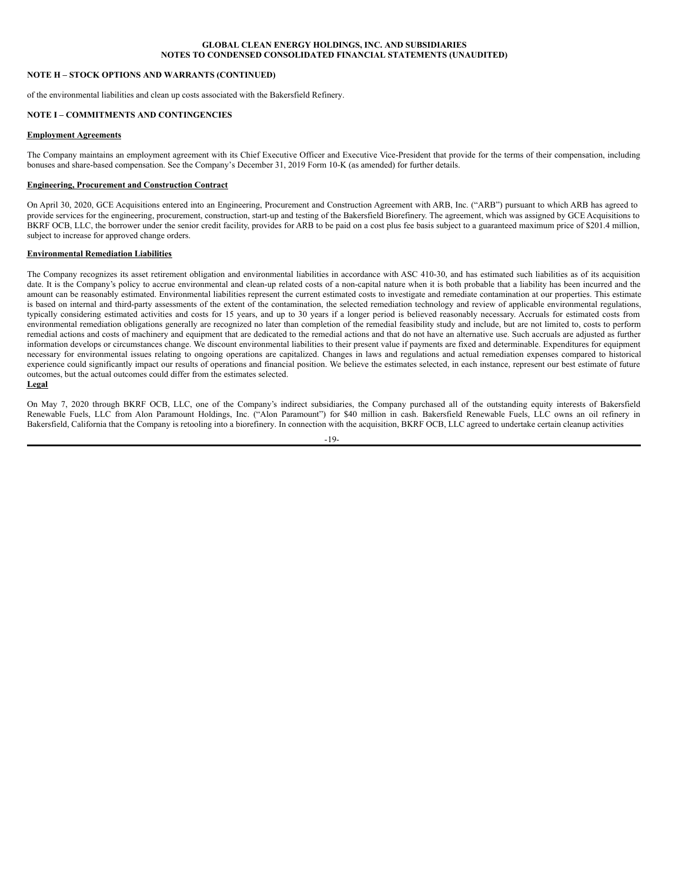## NOTE H – STOCK OPTIONS AND WARRANTS (CONTINUED)

of the environmental liabilities and clean up costs associated with the Bakersfield Refinery.

## NOTE I – COMMITMENTS AND CONTINGENCIES

### Employment Agreements

The Company maintains an employment agreement with its Chief Executive Officer and Executive Vice-President that provide for the terms of their compensation, including bonuses and share-based compensation. See the Company's December 31, 2019 Form 10-K (as amended) for further details.

### Engineering, Procurement and Construction Contract

On April 30, 2020, GCE Acquisitions entered into an Engineering, Procurement and Construction Agreement with ARB, Inc. ("ARB") pursuant to which ARB has agreed to provide services for the engineering, procurement, construction, start-up and testing of the Bakersfield Biorefinery. The agreement, which was assigned by GCE Acquisitions to BKRF OCB, LLC, the borrower under the senior credit facility, provides for ARB to be paid on a cost plus fee basis subject to a guaranteed maximum price of $201.4 million, subject to increase for approved change orders.

### Environmental Remediation Liabilities

The Company recognizes its asset retirement obligation and environmental liabilities in accordance with ASC 410-30, and has estimated such liabilities as of its acquisition date. It is the Company's policy to accrue environmental and clean-up related costs of a non-capital nature when it is both probable that a liability has been incurred and the amount can be reasonably estimated. Environmental liabilities represent the current estimated costs to investigate and remediate contamination at our properties. This estimate is based on internal and third-party assessments of the extent of the contamination, the selected remediation technology and review of applicable environmental regulations, typically considering estimated activities and costs for 15 years, and up to 30 years if a longer period is believed reasonably necessary. Accruals for estimated costs from environmental remediation obligations generally are recognized no later than completion of the remedial feasibility study and include, but are not limited to, costs to perform remedial actions and costs of machinery and equipment that are dedicated to the remedial actions and that do not have an alternative use. Such accruals are adjusted as further information develops or circumstances change. We discount environmental liabilities to their present value if payments are fixed and determinable. Expenditures for equipment necessary for environmental issues relating to ongoing operations are capitalized. Changes in laws and regulations and actual remediation expenses compared to historical experience could significantly impact our results of operations and financial position. We believe the estimates selected, in each instance, represent our best estimate of future outcomes, but the actual outcomes could differ from the estimates selected.

### Legal

On May 7, 2020 through BKRF OCB, LLC, one of the Company's indirect subsidiaries, the Company purchased all of the outstanding equity interests of Bakersfield Renewable Fuels, LLC from Alon Paramount Holdings, Inc. ("Alon Paramount") for $40 million in cash. Bakersfield Renewable Fuels, LLC owns an oil refinery in Bakersfield, California that the Company is retooling into a biorefinery. In connection with the acquisition, BKRF OCB, LLC agreed to undertake certain cleanup activities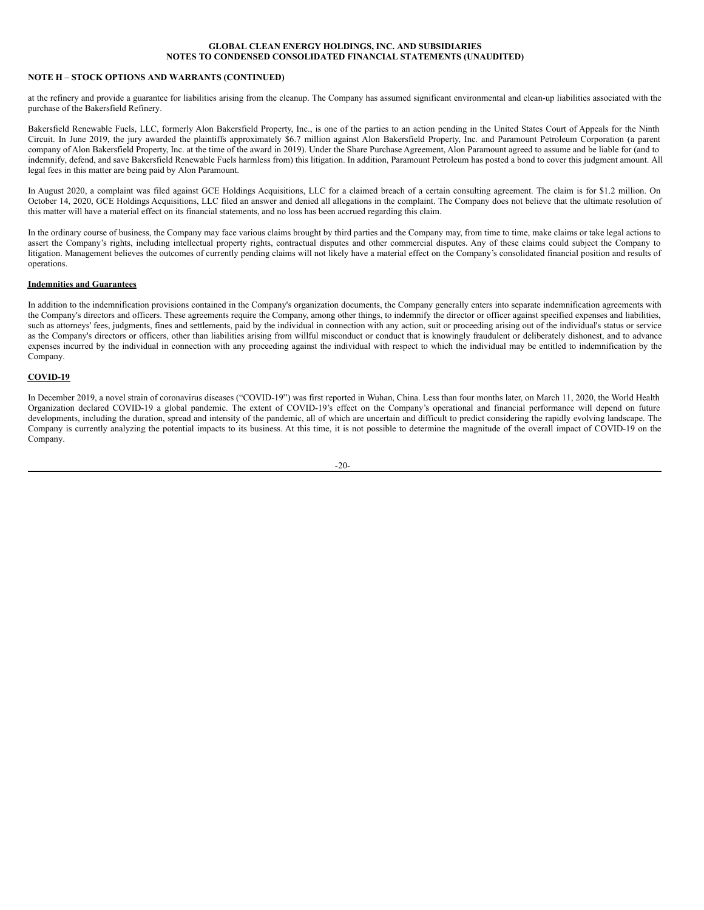**NOTE H – STOCK OPTIONS AND WARRANTS (CONTINUED)**

at the refinery and provide a guarantee for liabilities arising from the cleanup. The Company has assumed significant environmental and clean-up liabilities associated with the purchase of the Bakersfield Refinery.

Bakersfield Renewable Fuels, LLC, formerly Alon Bakersfield Property, Inc., is one of the parties to an action pending in the United States Court of Appeals for the Ninth Circuit. In June 2019, the jury awarded the plaintiffs approximately $6.7 million against Alon Bakersfield Property, Inc. and Paramount Petroleum Corporation (a parent company of Alon Bakersfield Property, Inc. at the time of the award in 2019). Under the Share Purchase Agreement, Alon Paramount agreed to assume and be liable for (and to indemnify, defend, and save Bakersfield Renewable Fuels harmless from) this litigation. In addition, Paramount Petroleum has posted a bond to cover this judgment amount. All legal fees in this matter are being paid by Alon Paramount.

In August 2020, a complaint was filed against GCE Holdings Acquisitions, LLC for a claimed breach of a certain consulting agreement. The claim is for $1.2 million. On October 14, 2020, GCE Holdings Acquisitions, LLC filed an answer and denied all allegations in the complaint. The Company does not believe that the ultimate resolution of this matter will have a material effect on its financial statements, and no loss has been accrued regarding this claim.

In the ordinary course of business, the Company may face various claims brought by third parties and the Company may, from time to time, make claims or take legal actions to assert the Company's rights, including intellectual property rights, contractual disputes and other commercial disputes. Any of these claims could subject the Company to litigation. Management believes the outcomes of currently pending claims will not likely have a material effect on the Company's consolidated financial position and results of operations.

**Indemnities and Guarantees**

In addition to the indemnification provisions contained in the Company's organization documents, the Company generally enters into separate indemnification agreements with the Company's directors and officers. These agreements require the Company, among other things, to indemnify the director or officer against specified expenses and liabilities, such as attorneys' fees, judgments, fines and settlements, paid by the individual in connection with any action, suit or proceeding arising out of the individual's status or service as the Company's directors or officers, other than liabilities arising from willful misconduct or conduct that is knowingly fraudulent or deliberately dishonest, and to advance expenses incurred by the individual in connection with any proceeding against the individual with respect to which the individual may be entitled to indemnification by the Company.

**COVID-19**

In December 2019, a novel strain of coronavirus diseases ("COVID-19") was first reported in Wuhan, China. Less than four months later, on March 11, 2020, the World Health Organization declared COVID-19 a global pandemic. The extent of COVID-19's effect on the Company's operational and financial performance will depend on future developments, including the duration, spread and intensity of the pandemic, all of which are uncertain and difficult to predict considering the rapidly evolving landscape. The Company is currently analyzing the potential impacts to its business. At this time, it is not possible to determine the magnitude of the overall impact of COVID-19 on the Company.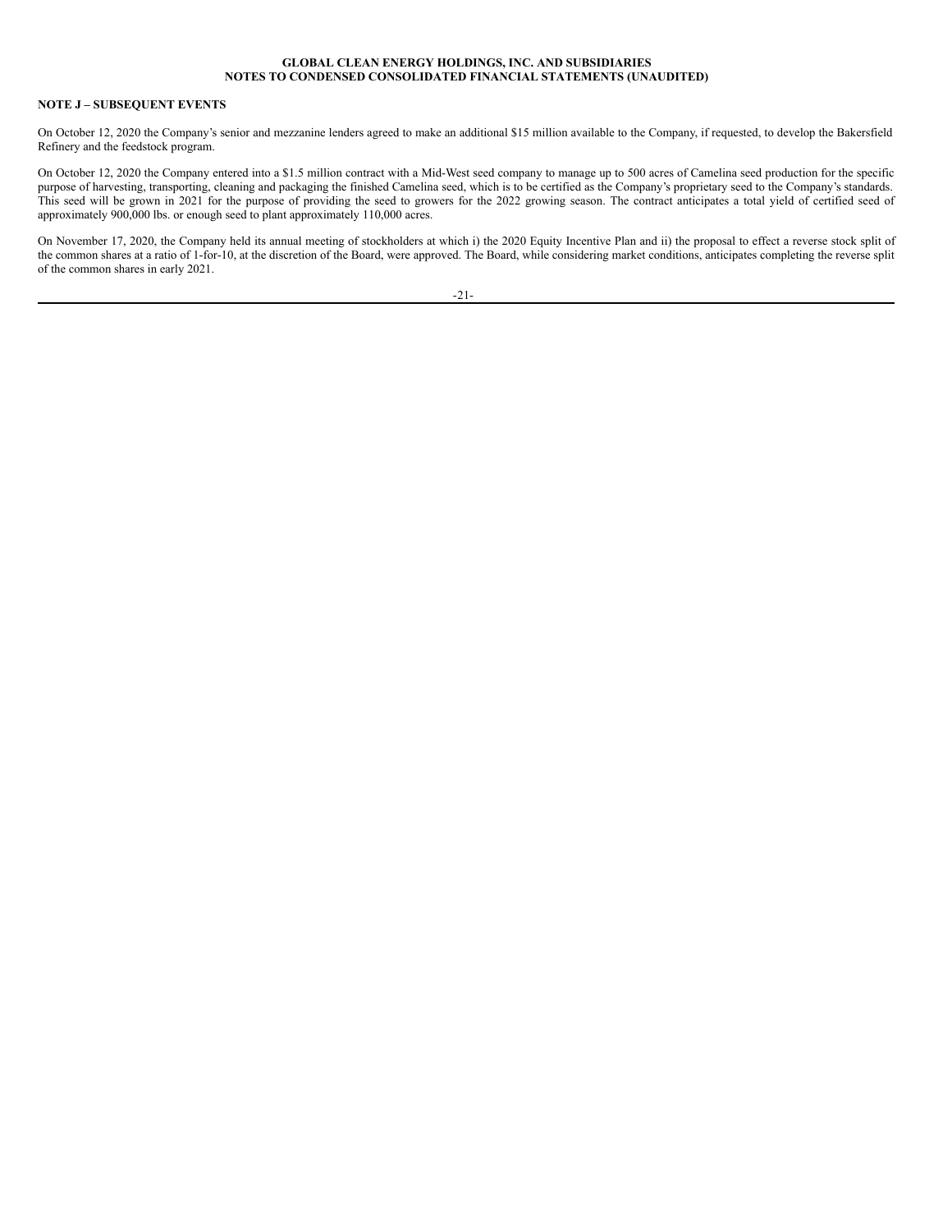## NOTE J – SUBSEQUENT EVENTS

On October 12, 2020 the Company's senior and mezzanine lenders agreed to make an additional $15 million available to the Company, if requested, to develop the Bakersfield Refinery and the feedstock program.

On October 12, 2020 the Company entered into a $1.5 million contract with a Mid-West seed company to manage up to 500 acres of Camelina seed production for the specific purpose of harvesting, transporting, cleaning and packaging the finished Camelina seed, which is to be certified as the Company's proprietary seed to the Company's standards. This seed will be grown in 2021 for the purpose of providing the seed to growers for the 2022 growing season. The contract anticipates a total yield of certified seed of approximately 900,000 lbs. or enough seed to plant approximately 110,000 acres.

On November 17, 2020, the Company held its annual meeting of stockholders at which i) the 2020 Equity Incentive Plan and ii) the proposal to effect a reverse stock split of the common shares at a ratio of 1-for-10, at the discretion of the Board, were approved. The Board, while considering market conditions, anticipates completing the reverse split of the common shares in early 2021.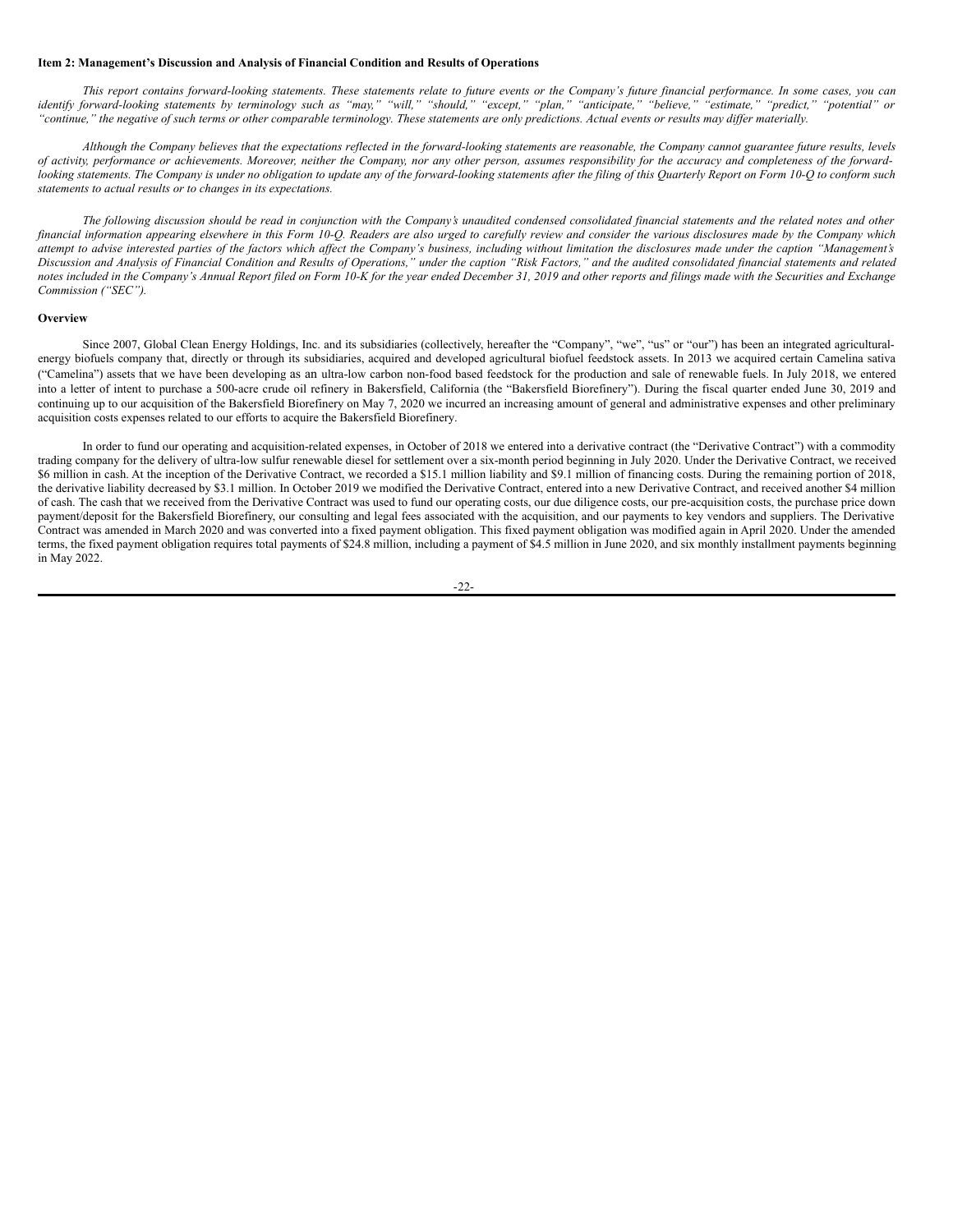**Item 2: Management's Discussion and Analysis of Financial Condition and Results of Operations**

*This report contains forward-looking statements. These statements relate to future events or the Company's future financial performance. In some cases, you can identify forward-looking statements by terminology such as "may," "will," "should," "except," "plan," "anticipate," "believe," "estimate," "predict," "potential" or "continue," the negative of such terms or other comparable terminology. These statements are only predictions. Actual events or results may differ materially.*

*Although the Company believes that the expectations reflected in the forward-looking statements are reasonable, the Company cannot guarantee future results, levels of activity, performance or achievements. Moreover, neither the Company, nor any other person, assumes responsibility for the accuracy and completeness of the forward-looking statements. The Company is under no obligation to update any of the forward-looking statements after the filing of this Quarterly Report on Form 10-Q to conform such statements to actual results or to changes in its expectations.*

*The following discussion should be read in conjunction with the Company's unaudited condensed consolidated financial statements and the related notes and other financial information appearing elsewhere in this Form 10-Q. Readers are also urged to carefully review and consider the various disclosures made by the Company which attempt to advise interested parties of the factors which affect the Company's business, including without limitation the disclosures made under the caption "Management's Discussion and Analysis of Financial Condition and Results of Operations," under the caption "Risk Factors," and the audited consolidated financial statements and related notes included in the Company's Annual Report filed on Form 10-K for the year ended December 31, 2019 and other reports and filings made with the Securities and Exchange Commission ("SEC").*

**Overview**

Since 2007, Global Clean Energy Holdings, Inc. and its subsidiaries (collectively, hereafter the "Company", "we", "us" or "our") has been an integrated agricultural-energy biofuels company that, directly or through its subsidiaries, acquired and developed agricultural biofuel feedstock assets. In 2013 we acquired certain Camelina sativa ("Camelina") assets that we have been developing as an ultra-low carbon non-food based feedstock for the production and sale of renewable fuels. In July 2018, we entered into a letter of intent to purchase a 500-acre crude oil refinery in Bakersfield, California (the "Bakersfield Biorefinery"). During the fiscal quarter ended June 30, 2019 and continuing up to our acquisition of the Bakersfield Biorefinery on May 7, 2020 we incurred an increasing amount of general and administrative expenses and other preliminary acquisition costs expenses related to our efforts to acquire the Bakersfield Biorefinery.

In order to fund our operating and acquisition-related expenses, in October of 2018 we entered into a derivative contract (the "Derivative Contract") with a commodity trading company for the delivery of ultra-low sulfur renewable diesel for settlement over a six-month period beginning in July 2020. Under the Derivative Contract, we received \$6 million in cash. At the inception of the Derivative Contract, we recorded a \$15.1 million liability and \$9.1 million of financing costs. During the remaining portion of 2018, the derivative liability decreased by \$3.1 million. In October 2019 we modified the Derivative Contract, entered into a new Derivative Contract, and received another \$4 million of cash. The cash that we received from the Derivative Contract was used to fund our operating costs, our due diligence costs, our pre-acquisition costs, the purchase price down payment/deposit for the Bakersfield Biorefinery, our consulting and legal fees associated with the acquisition, and our payments to key vendors and suppliers. The Derivative Contract was amended in March 2020 and was converted into a fixed payment obligation. This fixed payment obligation was modified again in April 2020. Under the amended terms, the fixed payment obligation requires total payments of \$24.8 million, including a payment of \$4.5 million in June 2020, and six monthly installment payments beginning in May 2022.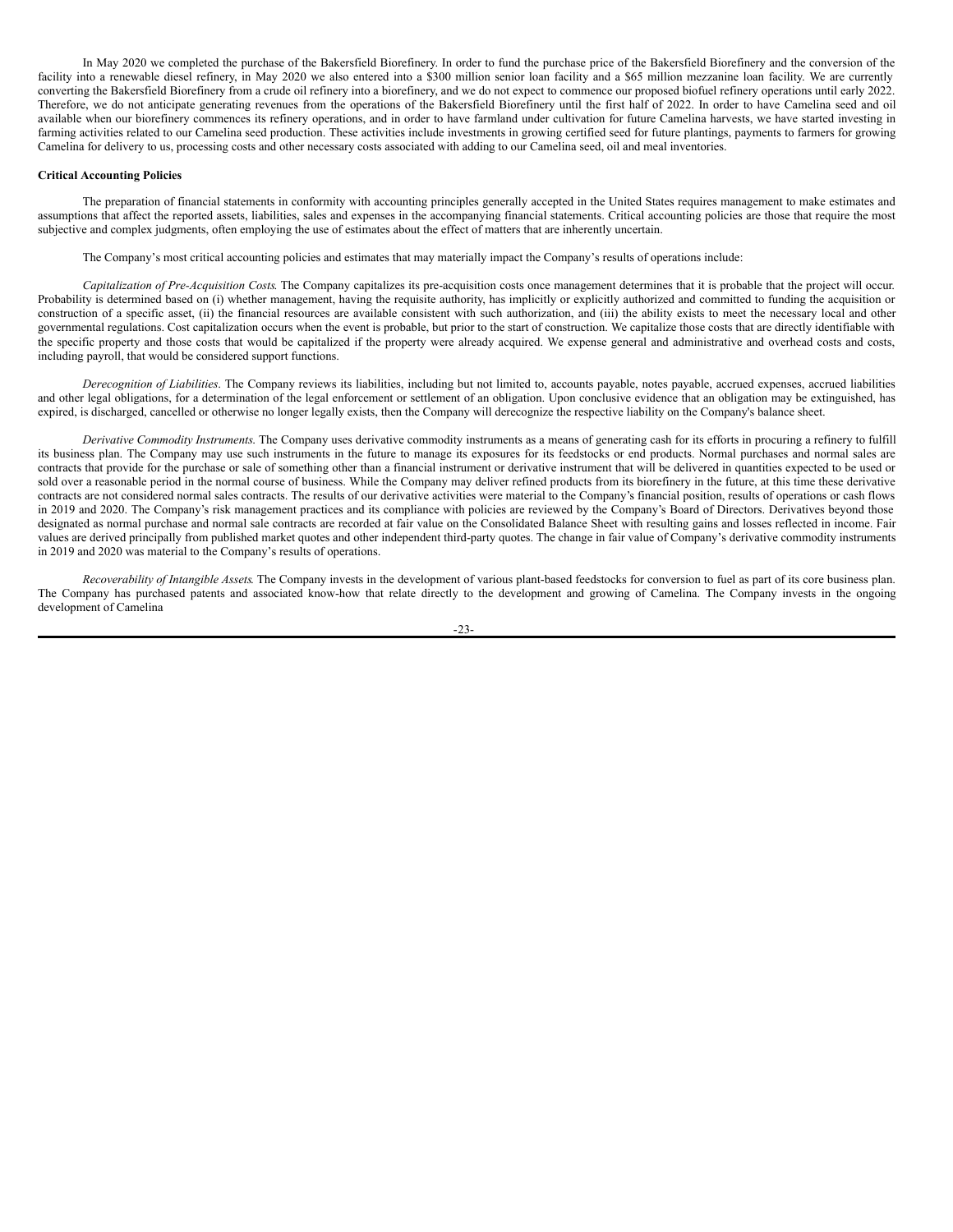In May 2020 we completed the purchase of the Bakersfield Biorefinery. In order to fund the purchase price of the Bakersfield Biorefinery and the conversion of the facility into a renewable diesel refinery, in May 2020 we also entered into a $300 million senior loan facility and a $65 million mezzanine loan facility. We are currently converting the Bakersfield Biorefinery from a crude oil refinery into a biorefinery, and we do not expect to commence our proposed biofuel refinery operations until early 2022. Therefore, we do not anticipate generating revenues from the operations of the Bakersfield Biorefinery until the first half of 2022. In order to have Camelina seed and oil available when our biorefinery commences its refinery operations, and in order to have farmland under cultivation for future Camelina harvests, we have started investing in farming activities related to our Camelina seed production. These activities include investments in growing certified seed for future plantings, payments to farmers for growing Camelina for delivery to us, processing costs and other necessary costs associated with adding to our Camelina seed, oil and meal inventories.

**Critical Accounting Policies**

The preparation of financial statements in conformity with accounting principles generally accepted in the United States requires management to make estimates and assumptions that affect the reported assets, liabilities, sales and expenses in the accompanying financial statements. Critical accounting policies are those that require the most subjective and complex judgments, often employing the use of estimates about the effect of matters that are inherently uncertain.

The Company's most critical accounting policies and estimates that may materially impact the Company's results of operations include:

*Capitalization of Pre-Acquisition Costs*. The Company capitalizes its pre-acquisition costs once management determines that it is probable that the project will occur. Probability is determined based on (i) whether management, having the requisite authority, has implicitly or explicitly authorized and committed to funding the acquisition or construction of a specific asset, (ii) the financial resources are available consistent with such authorization, and (iii) the ability exists to meet the necessary local and other governmental regulations. Cost capitalization occurs when the event is probable, but prior to the start of construction. We capitalize those costs that are directly identifiable with the specific property and those costs that would be capitalized if the property were already acquired. We expense general and administrative and overhead costs and costs, including payroll, that would be considered support functions.

*Derecognition of Liabilities*. The Company reviews its liabilities, including but not limited to, accounts payable, notes payable, accrued expenses, accrued liabilities and other legal obligations, for a determination of the legal enforcement or settlement of an obligation. Upon conclusive evidence that an obligation may be extinguished, has expired, is discharged, cancelled or otherwise no longer legally exists, then the Company will derecognize the respective liability on the Company's balance sheet.

*Derivative Commodity Instruments*. The Company uses derivative commodity instruments as a means of generating cash for its efforts in procuring a refinery to fulfill its business plan. The Company may use such instruments in the future to manage its exposures for its feedstocks or end products. Normal purchases and normal sales are contracts that provide for the purchase or sale of something other than a financial instrument or derivative instrument that will be delivered in quantities expected to be used or sold over a reasonable period in the normal course of business. While the Company may deliver refined products from its biorefinery in the future, at this time these derivative contracts are not considered normal sales contracts. The results of our derivative activities were material to the Company's financial position, results of operations or cash flows in 2019 and 2020. The Company's risk management practices and its compliance with policies are reviewed by the Company's Board of Directors. Derivatives beyond those designated as normal purchase and normal sale contracts are recorded at fair value on the Consolidated Balance Sheet with resulting gains and losses reflected in income. Fair values are derived principally from published market quotes and other independent third-party quotes. The change in fair value of Company's derivative commodity instruments in 2019 and 2020 was material to the Company's results of operations.

*Recoverability of Intangible Assets*. The Company invests in the development of various plant-based feedstocks for conversion to fuel as part of its core business plan. The Company has purchased patents and associated know-how that relate directly to the development and growing of Camelina. The Company invests in the ongoing development of Camelina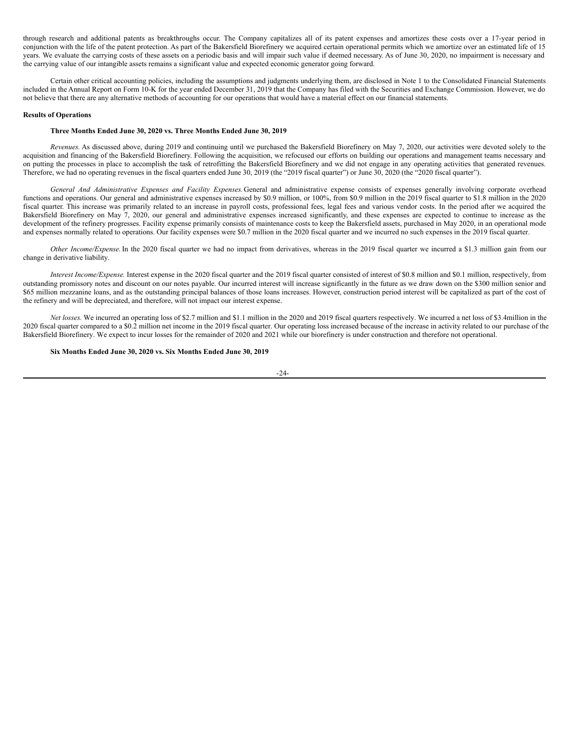through research and additional patents as breakthroughs occur. The Company capitalizes all of its patent expenses and amortizes these costs over a 17-year period in conjunction with the life of the patent protection. As part of the Bakersfield Biorefinery we acquired certain operational permits which we amortize over an estimated life of 15 years. We evaluate the carrying costs of these assets on a periodic basis and will impair such value if deemed necessary. As of June 30, 2020, no impairment is necessary and the carrying value of our intangible assets remains a significant value and expected economic generator going forward.

Certain other critical accounting policies, including the assumptions and judgments underlying them, are disclosed in Note 1 to the Consolidated Financial Statements included in the Annual Report on Form 10-K for the year ended December 31, 2019 that the Company has filed with the Securities and Exchange Commission. However, we do not believe that there are any alternative methods of accounting for our operations that would have a material effect on our financial statements.

**Results of Operations**

**Three Months Ended June 30, 2020 vs. Three Months Ended June 30, 2019**

*Revenues.* As discussed above, during 2019 and continuing until we purchased the Bakersfield Biorefinery on May 7, 2020, our activities were devoted solely to the acquisition and financing of the Bakersfield Biorefinery. Following the acquisition, we refocused our efforts on building our operations and management teams necessary and on putting the processes in place to accomplish the task of retrofitting the Bakersfield Biorefinery and we did not engage in any operating activities that generated revenues. Therefore, we had no operating revenues in the fiscal quarters ended June 30, 2019 (the "2019 fiscal quarter") or June 30, 2020 (the "2020 fiscal quarter").

*General And Administrative Expenses and Facility Expenses.* General and administrative expense consists of expenses generally involving corporate overhead functions and operations. Our general and administrative expenses increased by \$0.9 million, or 100%, from \$0.9 million in the 2019 fiscal quarter to \$1.8 million in the 2020 fiscal quarter. This increase was primarily related to an increase in payroll costs, professional fees, legal fees and various vendor costs. In the period after we acquired the Bakersfield Biorefinery on May 7, 2020, our general and administrative expenses increased significantly, and these expenses are expected to continue to increase as the development of the refinery progresses. Facility expense primarily consists of maintenance costs to keep the Bakersfield assets, purchased in May 2020, in an operational mode and expenses normally related to operations. Our facility expenses were \$0.7 million in the 2020 fiscal quarter and we incurred no such expenses in the 2019 fiscal quarter.

*Other Income/Expense.* In the 2020 fiscal quarter we had no impact from derivatives, whereas in the 2019 fiscal quarter we incurred a \$1.3 million gain from our change in derivative liability.

*Interest Income/Expense.* Interest expense in the 2020 fiscal quarter and the 2019 fiscal quarter consisted of interest of \$0.8 million and \$0.1 million, respectively, from outstanding promissory notes and discount on our notes payable. Our incurred interest will increase significantly in the future as we draw down on the \$300 million senior and \$65 million mezzanine loans, and as the outstanding principal balances of those loans increases. However, construction period interest will be capitalized as part of the cost of the refinery and will be depreciated, and therefore, will not impact our interest expense.

*Net losses.* We incurred an operating loss of \$2.7 million and \$1.1 million in the 2020 and 2019 fiscal quarters respectively. We incurred a net loss of \$3.4million in the 2020 fiscal quarter compared to a \$0.2 million net income in the 2019 fiscal quarter. Our operating loss increased because of the increase in activity related to our purchase of the Bakersfield Biorefinery. We expect to incur losses for the remainder of 2020 and 2021 while our biorefinery is under construction and therefore not operational.

**Six Months Ended June 30, 2020 vs. Six Months Ended June 30, 2019**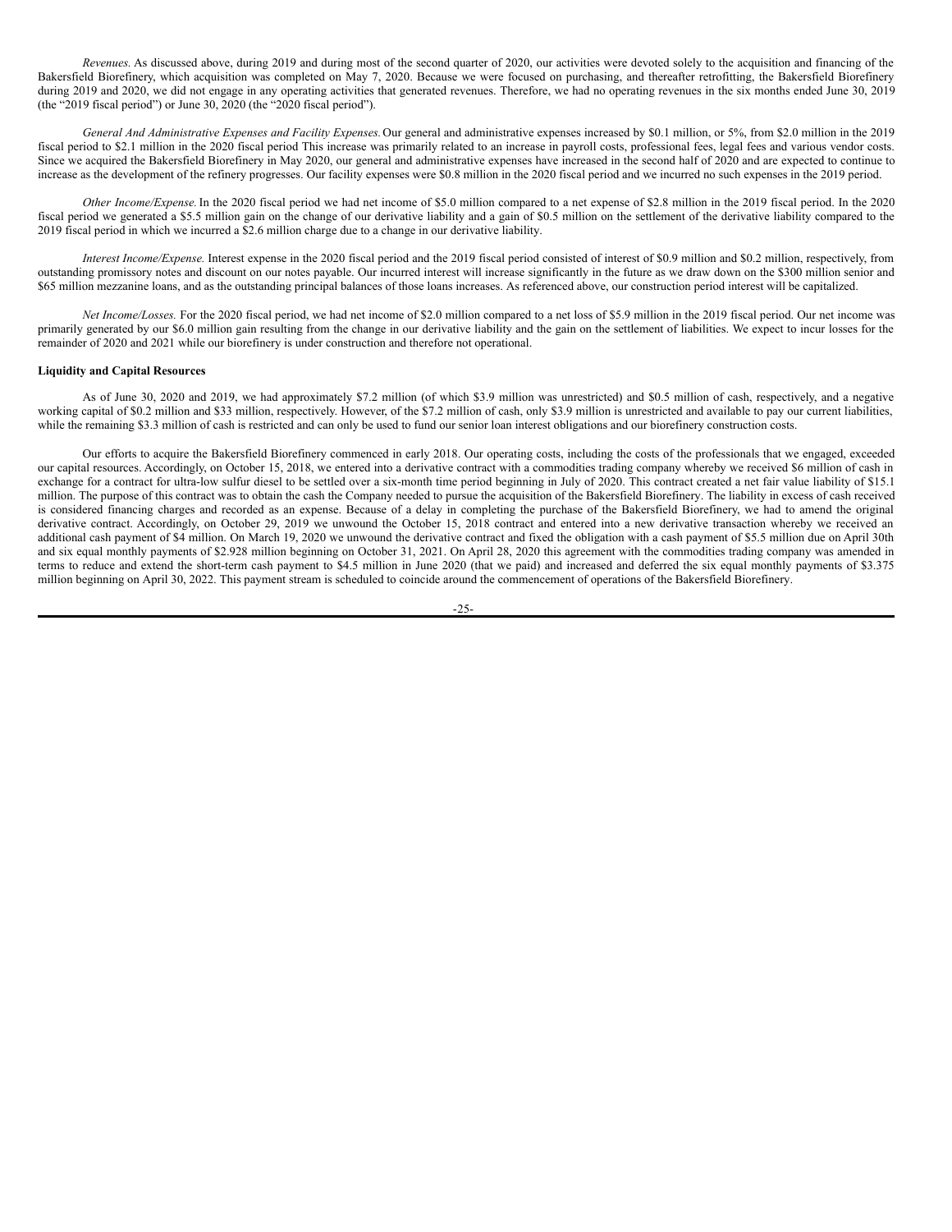*Revenues.* As discussed above, during 2019 and during most of the second quarter of 2020, our activities were devoted solely to the acquisition and financing of the Bakersfield Biorefinery, which acquisition was completed on May 7, 2020. Because we were focused on purchasing, and thereafter retrofitting, the Bakersfield Biorefinery during 2019 and 2020, we did not engage in any operating activities that generated revenues. Therefore, we had no operating revenues in the six months ended June 30, 2019 (the "2019 fiscal period") or June 30, 2020 (the "2020 fiscal period").

*General And Administrative Expenses and Facility Expenses.* Our general and administrative expenses increased by $0.1 million, or 5%, from $2.0 million in the 2019 fiscal period to $2.1 million in the 2020 fiscal period This increase was primarily related to an increase in payroll costs, professional fees, legal fees and various vendor costs. Since we acquired the Bakersfield Biorefinery in May 2020, our general and administrative expenses have increased in the second half of 2020 and are expected to continue to increase as the development of the refinery progresses. Our facility expenses were $0.8 million in the 2020 fiscal period and we incurred no such expenses in the 2019 period.

*Other Income/Expense.* In the 2020 fiscal period we had net income of $5.0 million compared to a net expense of $2.8 million in the 2019 fiscal period. In the 2020 fiscal period we generated a $5.5 million gain on the change of our derivative liability and a gain of $0.5 million on the settlement of the derivative liability compared to the 2019 fiscal period in which we incurred a $2.6 million charge due to a change in our derivative liability.

*Interest Income/Expense.* Interest expense in the 2020 fiscal period and the 2019 fiscal period consisted of interest of $0.9 million and $0.2 million, respectively, from outstanding promissory notes and discount on our notes payable. Our incurred interest will increase significantly in the future as we draw down on the $300 million senior and $65 million mezzanine loans, and as the outstanding principal balances of those loans increases. As referenced above, our construction period interest will be capitalized.

*Net Income/Losses.* For the 2020 fiscal period, we had net income of $2.0 million compared to a net loss of $5.9 million in the 2019 fiscal period. Our net income was primarily generated by our $6.0 million gain resulting from the change in our derivative liability and the gain on the settlement of liabilities. We expect to incur losses for the remainder of 2020 and 2021 while our biorefinery is under construction and therefore not operational.

**Liquidity and Capital Resources**

As of June 30, 2020 and 2019, we had approximately $7.2 million (of which $3.9 million was unrestricted) and $0.5 million of cash, respectively, and a negative working capital of $0.2 million and $33 million, respectively. However, of the $7.2 million of cash, only $3.9 million is unrestricted and available to pay our current liabilities, while the remaining $3.3 million of cash is restricted and can only be used to fund our senior loan interest obligations and our biorefinery construction costs.

Our efforts to acquire the Bakersfield Biorefinery commenced in early 2018. Our operating costs, including the costs of the professionals that we engaged, exceeded our capital resources. Accordingly, on October 15, 2018, we entered into a derivative contract with a commodities trading company whereby we received $6 million of cash in exchange for a contract for ultra-low sulfur diesel to be settled over a six-month time period beginning in July of 2020. This contract created a net fair value liability of $15.1 million. The purpose of this contract was to obtain the cash the Company needed to pursue the acquisition of the Bakersfield Biorefinery. The liability in excess of cash received is considered financing charges and recorded as an expense. Because of a delay in completing the purchase of the Bakersfield Biorefinery, we had to amend the original derivative contract. Accordingly, on October 29, 2019 we unwound the October 15, 2018 contract and entered into a new derivative transaction whereby we received an additional cash payment of $4 million. On March 19, 2020 we unwound the derivative contract and fixed the obligation with a cash payment of $5.5 million due on April 30th and six equal monthly payments of $2.928 million beginning on October 31, 2021. On April 28, 2020 this agreement with the commodities trading company was amended in terms to reduce and extend the short-term cash payment to $4.5 million in June 2020 (that we paid) and increased and deferred the six equal monthly payments of $3.375 million beginning on April 30, 2022. This payment stream is scheduled to coincide around the commencement of operations of the Bakersfield Biorefinery.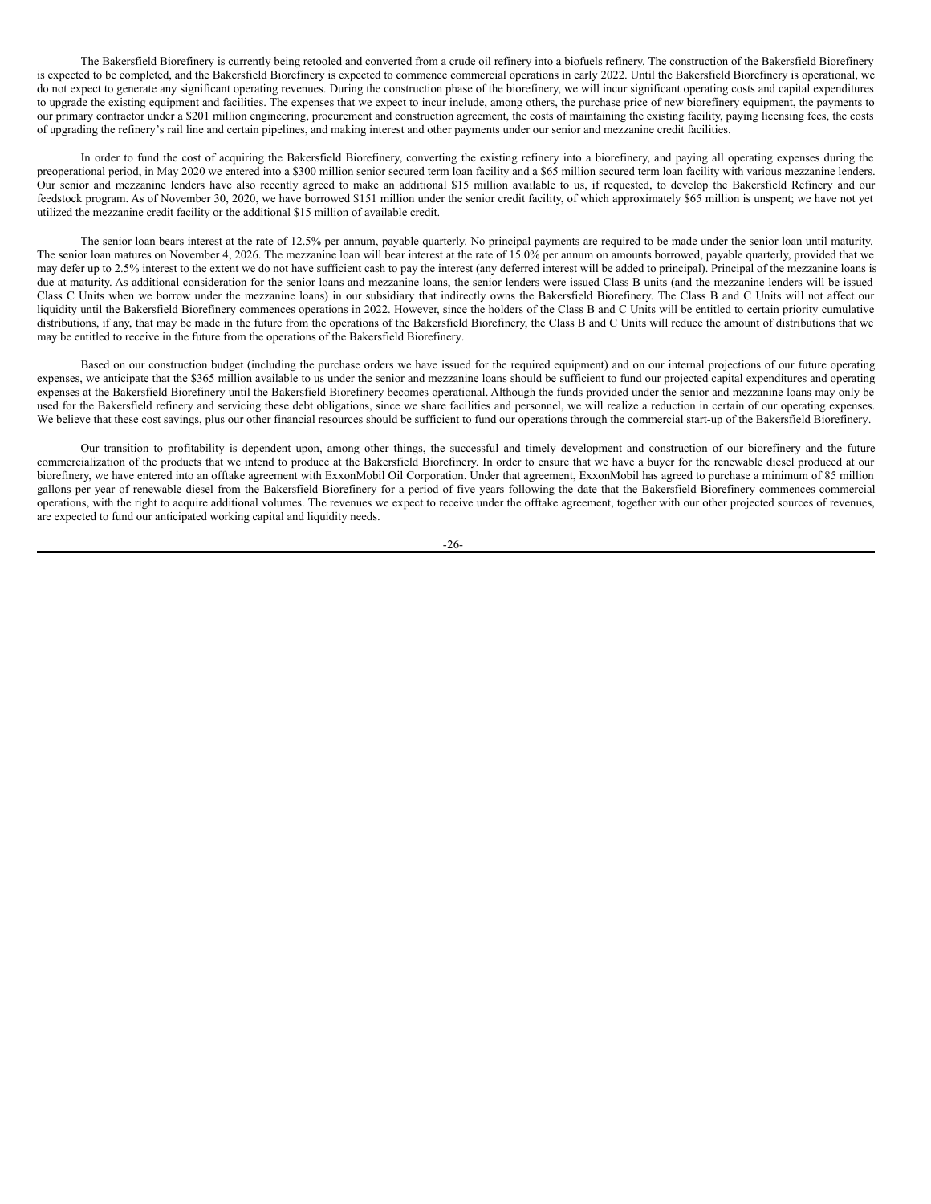The Bakersfield Biorefinery is currently being retooled and converted from a crude oil refinery into a biofuels refinery. The construction of the Bakersfield Biorefinery is expected to be completed, and the Bakersfield Biorefinery is expected to commence commercial operations in early 2022. Until the Bakersfield Biorefinery is operational, we do not expect to generate any significant operating revenues. During the construction phase of the biorefinery, we will incur significant operating costs and capital expenditures to upgrade the existing equipment and facilities. The expenses that we expect to incur include, among others, the purchase price of new biorefinery equipment, the payments to our primary contractor under a $201 million engineering, procurement and construction agreement, the costs of maintaining the existing facility, paying licensing fees, the costs of upgrading the refinery's rail line and certain pipelines, and making interest and other payments under our senior and mezzanine credit facilities.

In order to fund the cost of acquiring the Bakersfield Biorefinery, converting the existing refinery into a biorefinery, and paying all operating expenses during the preoperational period, in May 2020 we entered into a $300 million senior secured term loan facility and a $65 million secured term loan facility with various mezzanine lenders. Our senior and mezzanine lenders have also recently agreed to make an additional $15 million available to us, if requested, to develop the Bakersfield Refinery and our feedstock program. As of November 30, 2020, we have borrowed $151 million under the senior credit facility, of which approximately $65 million is unspent; we have not yet utilized the mezzanine credit facility or the additional $15 million of available credit.

The senior loan bears interest at the rate of 12.5% per annum, payable quarterly. No principal payments are required to be made under the senior loan until maturity. The senior loan matures on November 4, 2026. The mezzanine loan will bear interest at the rate of 15.0% per annum on amounts borrowed, payable quarterly, provided that we may defer up to 2.5% interest to the extent we do not have sufficient cash to pay the interest (any deferred interest will be added to principal). Principal of the mezzanine loans is due at maturity. As additional consideration for the senior loans and mezzanine loans, the senior lenders were issued Class B units (and the mezzanine lenders will be issued Class C Units when we borrow under the mezzanine loans) in our subsidiary that indirectly owns the Bakersfield Biorefinery. The Class B and C Units will not affect our liquidity until the Bakersfield Biorefinery commences operations in 2022. However, since the holders of the Class B and C Units will be entitled to certain priority cumulative distributions, if any, that may be made in the future from the operations of the Bakersfield Biorefinery, the Class B and C Units will reduce the amount of distributions that we may be entitled to receive in the future from the operations of the Bakersfield Biorefinery.

Based on our construction budget (including the purchase orders we have issued for the required equipment) and on our internal projections of our future operating expenses, we anticipate that the $365 million available to us under the senior and mezzanine loans should be sufficient to fund our projected capital expenditures and operating expenses at the Bakersfield Biorefinery until the Bakersfield Biorefinery becomes operational. Although the funds provided under the senior and mezzanine loans may only be used for the Bakersfield refinery and servicing these debt obligations, since we share facilities and personnel, we will realize a reduction in certain of our operating expenses. We believe that these cost savings, plus our other financial resources should be sufficient to fund our operations through the commercial start-up of the Bakersfield Biorefinery.

Our transition to profitability is dependent upon, among other things, the successful and timely development and construction of our biorefinery and the future commercialization of the products that we intend to produce at the Bakersfield Biorefinery. In order to ensure that we have a buyer for the renewable diesel produced at our biorefinery, we have entered into an offtake agreement with ExxonMobil Oil Corporation. Under that agreement, ExxonMobil has agreed to purchase a minimum of 85 million gallons per year of renewable diesel from the Bakersfield Biorefinery for a period of five years following the date that the Bakersfield Biorefinery commences commercial operations, with the right to acquire additional volumes. The revenues we expect to receive under the offtake agreement, together with our other projected sources of revenues, are expected to fund our anticipated working capital and liquidity needs.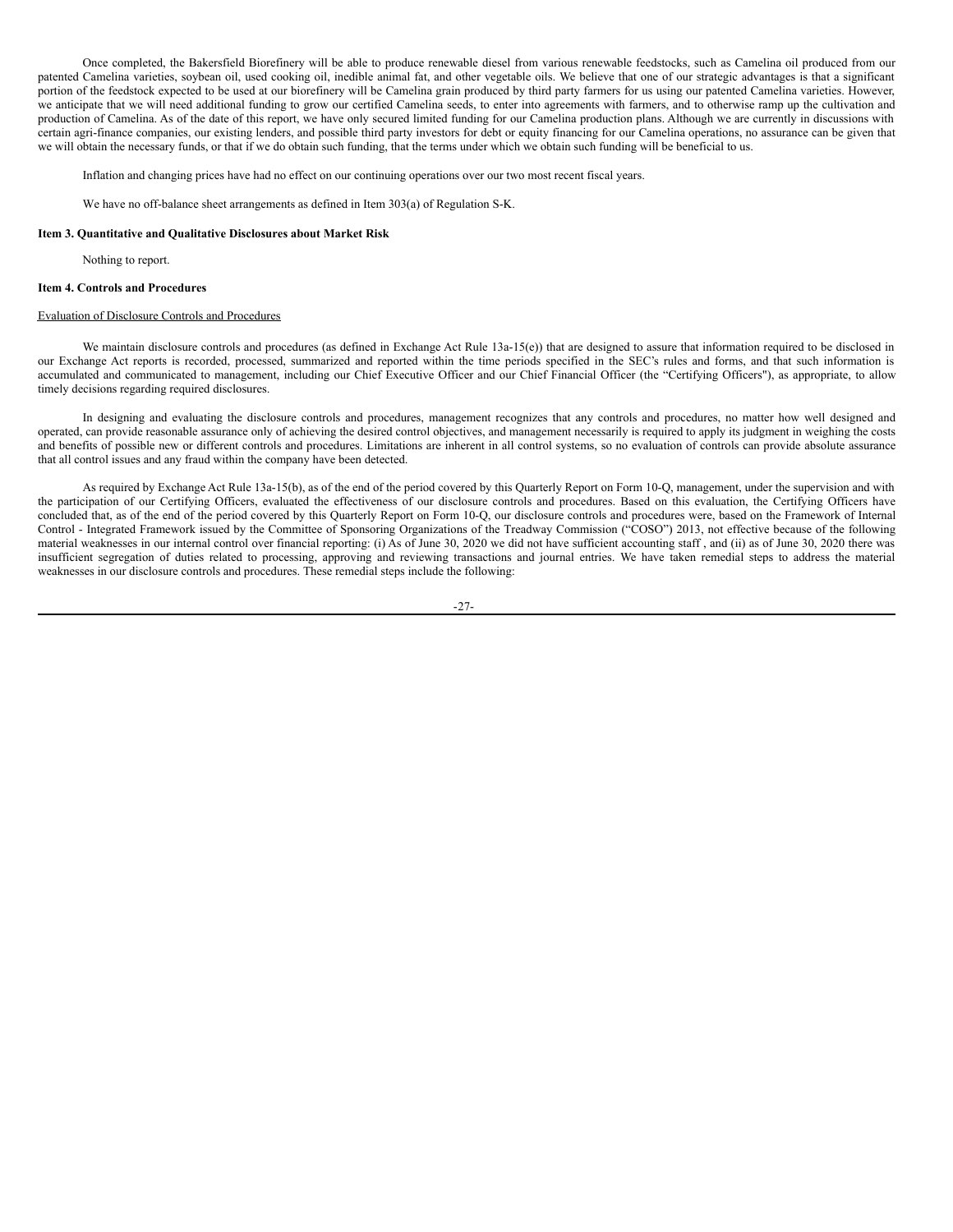Once completed, the Bakersfield Biorefinery will be able to produce renewable diesel from various renewable feedstocks, such as Camelina oil produced from our patented Camelina varieties, soybean oil, used cooking oil, inedible animal fat, and other vegetable oils. We believe that one of our strategic advantages is that a significant portion of the feedstock expected to be used at our biorefinery will be Camelina grain produced by third party farmers for us using our patented Camelina varieties. However, we anticipate that we will need additional funding to grow our certified Camelina seeds, to enter into agreements with farmers, and to otherwise ramp up the cultivation and production of Camelina. As of the date of this report, we have only secured limited funding for our Camelina production plans. Although we are currently in discussions with certain agri-finance companies, our existing lenders, and possible third party investors for debt or equity financing for our Camelina operations, no assurance can be given that we will obtain the necessary funds, or that if we do obtain such funding, that the terms under which we obtain such funding will be beneficial to us.

Inflation and changing prices have had no effect on our continuing operations over our two most recent fiscal years.

We have no off-balance sheet arrangements as defined in Item 303(a) of Regulation S-K.

**Item 3. Quantitative and Qualitative Disclosures about Market Risk**

Nothing to report.

**Item 4. Controls and Procedures**

Evaluation of Disclosure Controls and Procedures

We maintain disclosure controls and procedures (as defined in Exchange Act Rule 13a-15(e)) that are designed to assure that information required to be disclosed in our Exchange Act reports is recorded, processed, summarized and reported within the time periods specified in the SEC's rules and forms, and that such information is accumulated and communicated to management, including our Chief Executive Officer and our Chief Financial Officer (the "Certifying Officers"), as appropriate, to allow timely decisions regarding required disclosures.

In designing and evaluating the disclosure controls and procedures, management recognizes that any controls and procedures, no matter how well designed and operated, can provide reasonable assurance only of achieving the desired control objectives, and management necessarily is required to apply its judgment in weighing the costs and benefits of possible new or different controls and procedures. Limitations are inherent in all control systems, so no evaluation of controls can provide absolute assurance that all control issues and any fraud within the company have been detected.

As required by Exchange Act Rule 13a-15(b), as of the end of the period covered by this Quarterly Report on Form 10-Q, management, under the supervision and with the participation of our Certifying Officers, evaluated the effectiveness of our disclosure controls and procedures. Based on this evaluation, the Certifying Officers have concluded that, as of the end of the period covered by this Quarterly Report on Form 10-Q, our disclosure controls and procedures were, based on the Framework of Internal Control - Integrated Framework issued by the Committee of Sponsoring Organizations of the Treadway Commission ("COSO") 2013, not effective because of the following material weaknesses in our internal control over financial reporting: (i) As of June 30, 2020 we did not have sufficient accounting staff , and (ii) as of June 30, 2020 there was insufficient segregation of duties related to processing, approving and reviewing transactions and journal entries. We have taken remedial steps to address the material weaknesses in our disclosure controls and procedures. These remedial steps include the following: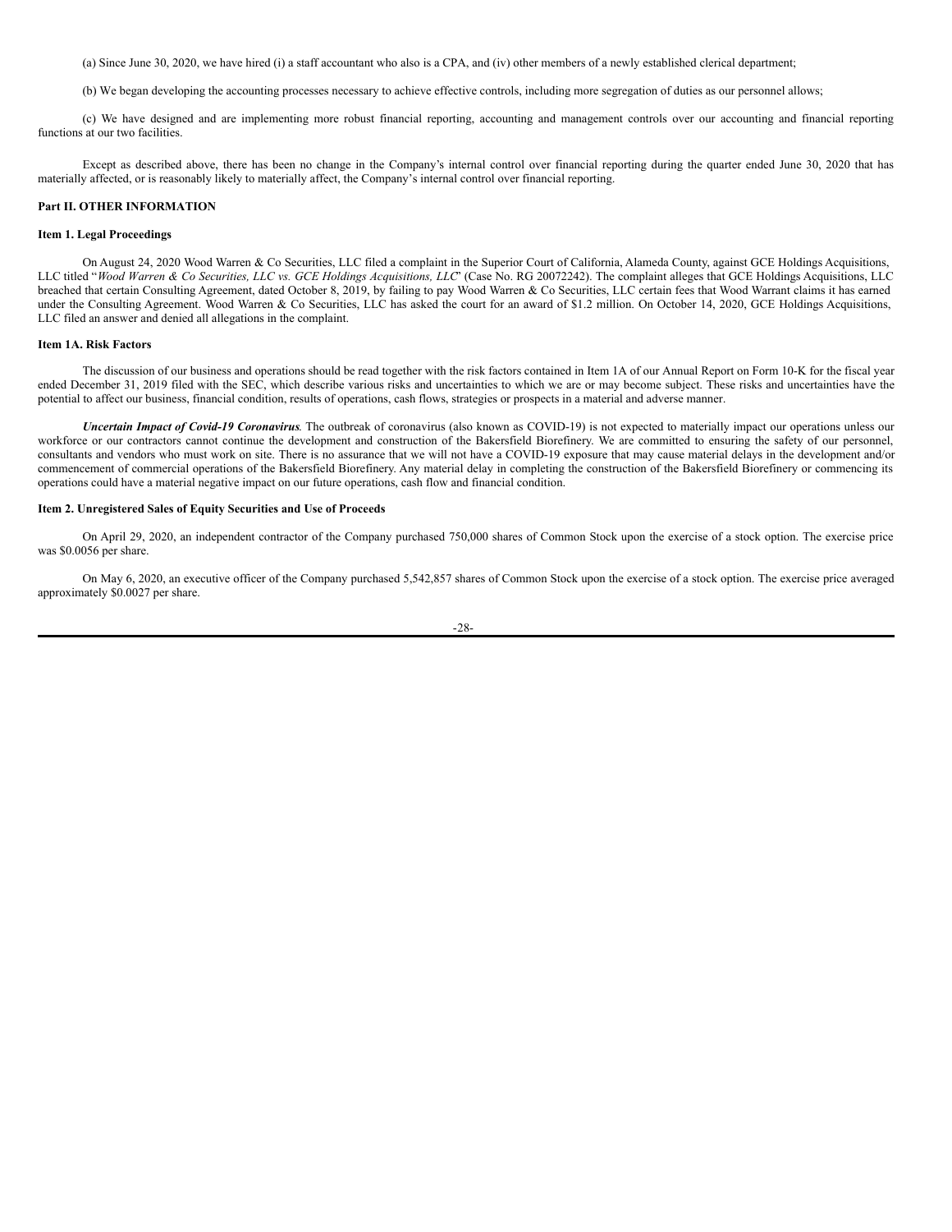(a) Since June 30, 2020, we have hired (i) a staff accountant who also is a CPA, and (iv) other members of a newly established clerical department;

(b) We began developing the accounting processes necessary to achieve effective controls, including more segregation of duties as our personnel allows;

(c) We have designed and are implementing more robust financial reporting, accounting and management controls over our accounting and financial reporting functions at our two facilities.

Except as described above, there has been no change in the Company's internal control over financial reporting during the quarter ended June 30, 2020 that has materially affected, or is reasonably likely to materially affect, the Company's internal control over financial reporting.

## Part II. OTHER INFORMATION

### Item 1. Legal Proceedings

On August 24, 2020 Wood Warren & Co Securities, LLC filed a complaint in the Superior Court of California, Alameda County, against GCE Holdings Acquisitions, LLC titled "*Wood Warren & Co Securities, LLC vs. GCE Holdings Acquisitions, LLC*" (Case No. RG 20072242). The complaint alleges that GCE Holdings Acquisitions, LLC breached that certain Consulting Agreement, dated October 8, 2019, by failing to pay Wood Warren & Co Securities, LLC certain fees that Wood Warrant claims it has earned under the Consulting Agreement. Wood Warren & Co Securities, LLC has asked the court for an award of $1.2 million. On October 14, 2020, GCE Holdings Acquisitions, LLC filed an answer and denied all allegations in the complaint.

### Item 1A. Risk Factors

The discussion of our business and operations should be read together with the risk factors contained in Item 1A of our Annual Report on Form 10-K for the fiscal year ended December 31, 2019 filed with the SEC, which describe various risks and uncertainties to which we are or may become subject. These risks and uncertainties have the potential to affect our business, financial condition, results of operations, cash flows, strategies or prospects in a material and adverse manner.

***Uncertain Impact of Covid-19 Coronavirus***. The outbreak of coronavirus (also known as COVID-19) is not expected to materially impact our operations unless our workforce or our contractors cannot continue the development and construction of the Bakersfield Biorefinery. We are committed to ensuring the safety of our personnel, consultants and vendors who must work on site. There is no assurance that we will not have a COVID-19 exposure that may cause material delays in the development and/or commencement of commercial operations of the Bakersfield Biorefinery. Any material delay in completing the construction of the Bakersfield Biorefinery or commencing its operations could have a material negative impact on our future operations, cash flow and financial condition.

### Item 2. Unregistered Sales of Equity Securities and Use of Proceeds

On April 29, 2020, an independent contractor of the Company purchased 750,000 shares of Common Stock upon the exercise of a stock option. The exercise price was $0.0056 per share.

On May 6, 2020, an executive officer of the Company purchased 5,542,857 shares of Common Stock upon the exercise of a stock option. The exercise price averaged approximately $0.0027 per share.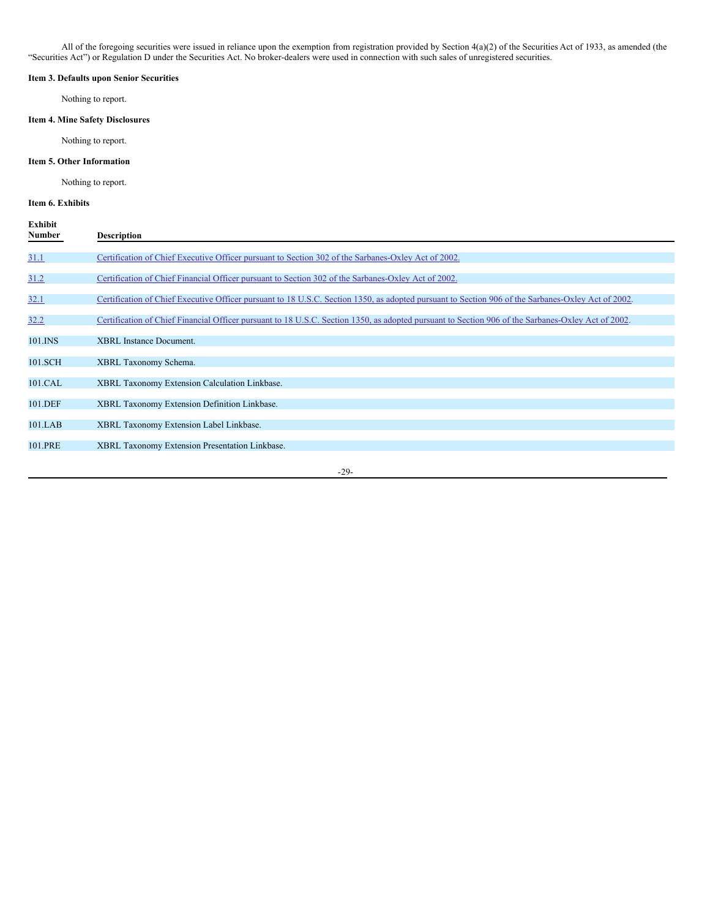All of the foregoing securities were issued in reliance upon the exemption from registration provided by Section 4(a)(2) of the Securities Act of 1933, as amended (the "Securities Act") or Regulation D under the Securities Act. No broker-dealers were used in connection with such sales of unregistered securities.

**Item 3. Defaults upon Senior Securities**

Nothing to report.

**Item 4. Mine Safety Disclosures**

Nothing to report.

**Item 5. Other Information**

Nothing to report.

**Item 6. Exhibits**

| Exhibit Number | Description |
|---|---|
| 31.1 | Certification of Chief Executive Officer pursuant to Section 302 of the Sarbanes-Oxley Act of 2002. |
| 31.2 | Certification of Chief Financial Officer pursuant to Section 302 of the Sarbanes-Oxley Act of 2002. |
| 32.1 | Certification of Chief Executive Officer pursuant to 18 U.S.C. Section 1350, as adopted pursuant to Section 906 of the Sarbanes-Oxley Act of 2002. |
| 32.2 | Certification of Chief Financial Officer pursuant to 18 U.S.C. Section 1350, as adopted pursuant to Section 906 of the Sarbanes-Oxley Act of 2002. |
| 101.INS | XBRL Instance Document. |
| 101.SCH | XBRL Taxonomy Schema. |
| 101.CAL | XBRL Taxonomy Extension Calculation Linkbase. |
| 101.DEF | XBRL Taxonomy Extension Definition Linkbase. |
| 101.LAB | XBRL Taxonomy Extension Label Linkbase. |
| 101.PRE | XBRL Taxonomy Extension Presentation Linkbase. |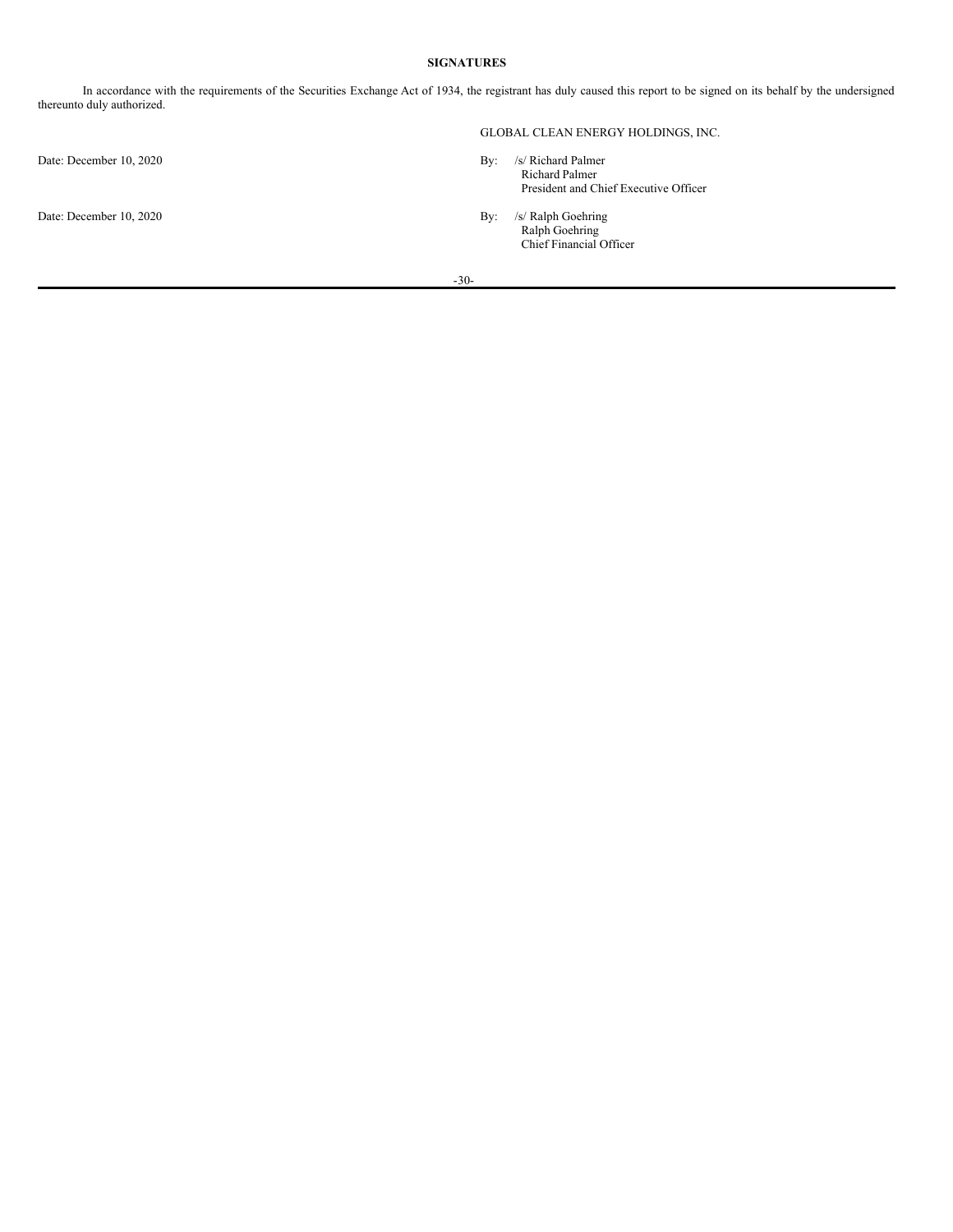**SIGNATURES**

In accordance with the requirements of the Securities Exchange Act of 1934, the registrant has duly caused this report to be signed on its behalf by the undersigned thereunto duly authorized.

GLOBAL CLEAN ENERGY HOLDINGS, INC.

Date: December 10, 2020

By: /s/ Richard Palmer
Richard Palmer
President and Chief Executive Officer

Date: December 10, 2020

By: /s/ Ralph Goehring
Ralph Goehring
Chief Financial Officer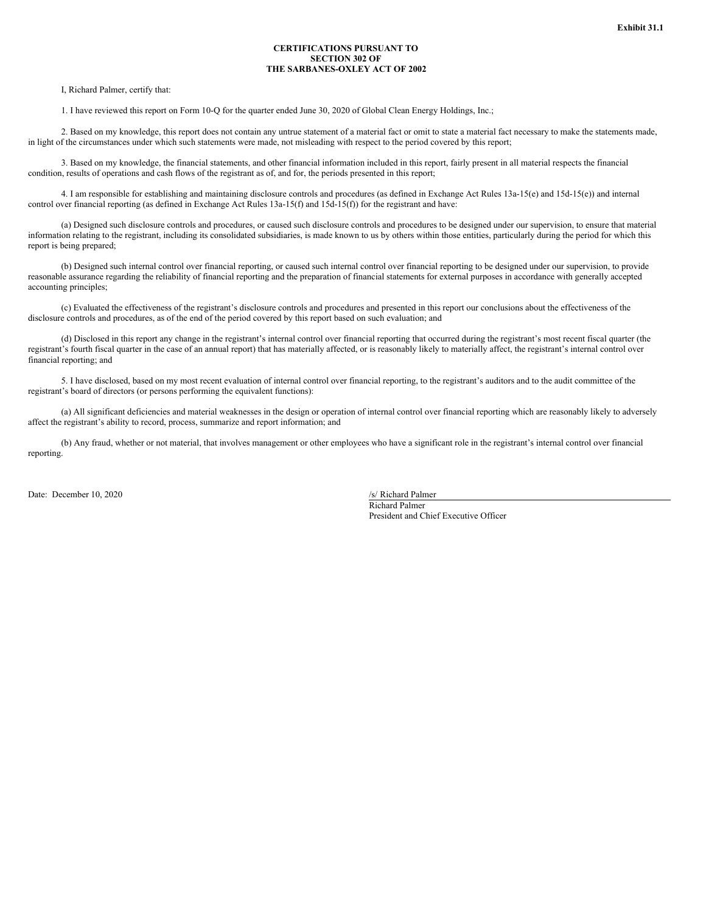**Exhibit 31.1**

**CERTIFICATIONS PURSUANT TO
SECTION 302 OF
THE SARBANES-OXLEY ACT OF 2002**

I, Richard Palmer, certify that:

1. I have reviewed this report on Form 10-Q for the quarter ended June 30, 2020 of Global Clean Energy Holdings, Inc.;

2. Based on my knowledge, this report does not contain any untrue statement of a material fact or omit to state a material fact necessary to make the statements made, in light of the circumstances under which such statements were made, not misleading with respect to the period covered by this report;

3. Based on my knowledge, the financial statements, and other financial information included in this report, fairly present in all material respects the financial condition, results of operations and cash flows of the registrant as of, and for, the periods presented in this report;

4. I am responsible for establishing and maintaining disclosure controls and procedures (as defined in Exchange Act Rules 13a-15(e) and 15d-15(e)) and internal control over financial reporting (as defined in Exchange Act Rules 13a-15(f) and 15d-15(f)) for the registrant and have:

(a) Designed such disclosure controls and procedures, or caused such disclosure controls and procedures to be designed under our supervision, to ensure that material information relating to the registrant, including its consolidated subsidiaries, is made known to us by others within those entities, particularly during the period for which this report is being prepared;

(b) Designed such internal control over financial reporting, or caused such internal control over financial reporting to be designed under our supervision, to provide reasonable assurance regarding the reliability of financial reporting and the preparation of financial statements for external purposes in accordance with generally accepted accounting principles;

(c) Evaluated the effectiveness of the registrant's disclosure controls and procedures and presented in this report our conclusions about the effectiveness of the disclosure controls and procedures, as of the end of the period covered by this report based on such evaluation; and

(d) Disclosed in this report any change in the registrant's internal control over financial reporting that occurred during the registrant's most recent fiscal quarter (the registrant's fourth fiscal quarter in the case of an annual report) that has materially affected, or is reasonably likely to materially affect, the registrant's internal control over financial reporting; and

5. I have disclosed, based on my most recent evaluation of internal control over financial reporting, to the registrant's auditors and to the audit committee of the registrant's board of directors (or persons performing the equivalent functions):

(a) All significant deficiencies and material weaknesses in the design or operation of internal control over financial reporting which are reasonably likely to adversely affect the registrant's ability to record, process, summarize and report information; and

(b) Any fraud, whether or not material, that involves management or other employees who have a significant role in the registrant's internal control over financial reporting.

Date: December 10, 2020

/s/ Richard Palmer
Richard Palmer
President and Chief Executive Officer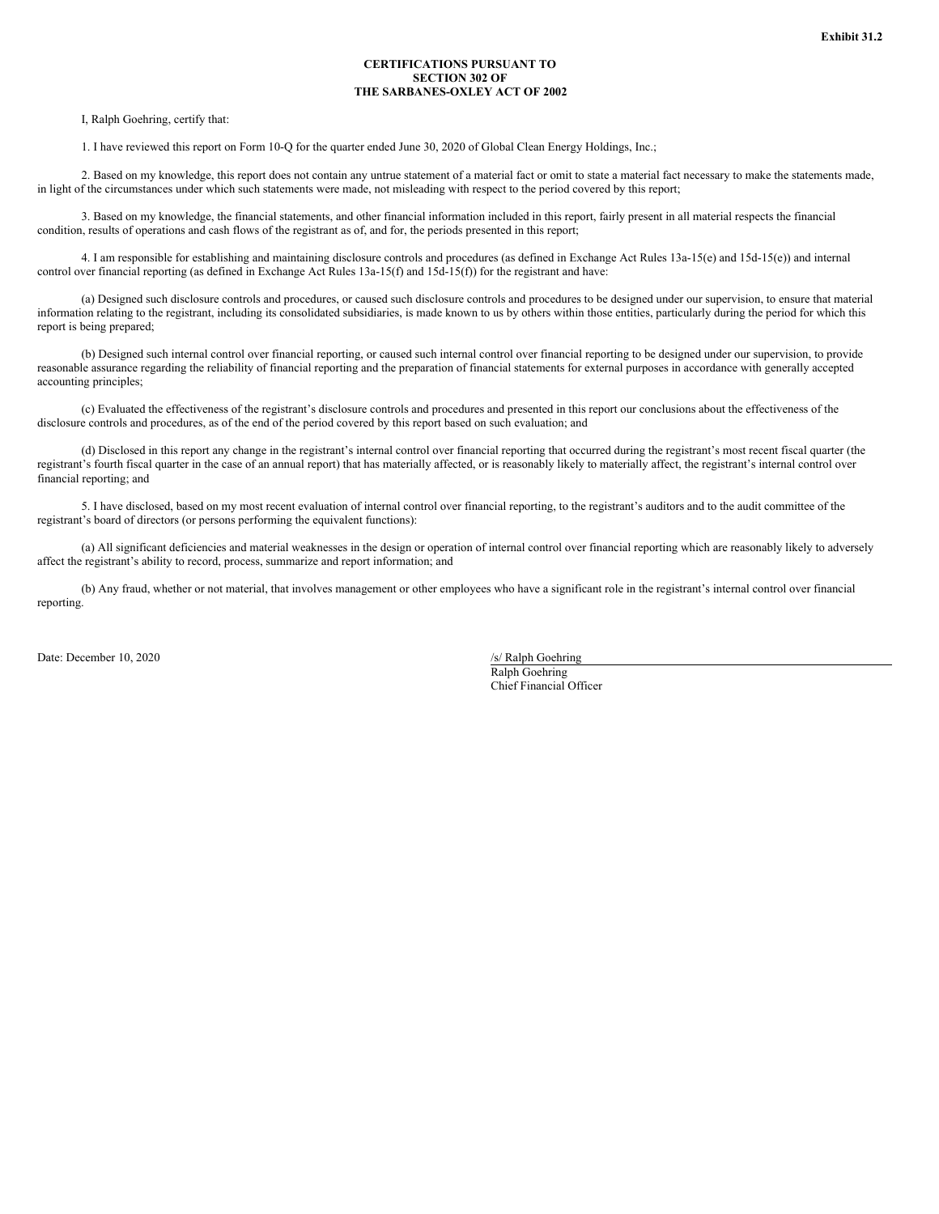**Exhibit 31.2**

**CERTIFICATIONS PURSUANT TO SECTION 302 OF THE SARBANES-OXLEY ACT OF 2002**

I, Ralph Goehring, certify that:

1. I have reviewed this report on Form 10-Q for the quarter ended June 30, 2020 of Global Clean Energy Holdings, Inc.;

2. Based on my knowledge, this report does not contain any untrue statement of a material fact or omit to state a material fact necessary to make the statements made, in light of the circumstances under which such statements were made, not misleading with respect to the period covered by this report;

3. Based on my knowledge, the financial statements, and other financial information included in this report, fairly present in all material respects the financial condition, results of operations and cash flows of the registrant as of, and for, the periods presented in this report;

4. I am responsible for establishing and maintaining disclosure controls and procedures (as defined in Exchange Act Rules 13a-15(e) and 15d-15(e)) and internal control over financial reporting (as defined in Exchange Act Rules 13a-15(f) and 15d-15(f)) for the registrant and have:

(a) Designed such disclosure controls and procedures, or caused such disclosure controls and procedures to be designed under our supervision, to ensure that material information relating to the registrant, including its consolidated subsidiaries, is made known to us by others within those entities, particularly during the period for which this report is being prepared;

(b) Designed such internal control over financial reporting, or caused such internal control over financial reporting to be designed under our supervision, to provide reasonable assurance regarding the reliability of financial reporting and the preparation of financial statements for external purposes in accordance with generally accepted accounting principles;

(c) Evaluated the effectiveness of the registrant's disclosure controls and procedures and presented in this report our conclusions about the effectiveness of the disclosure controls and procedures, as of the end of the period covered by this report based on such evaluation; and

(d) Disclosed in this report any change in the registrant's internal control over financial reporting that occurred during the registrant's most recent fiscal quarter (the registrant's fourth fiscal quarter in the case of an annual report) that has materially affected, or is reasonably likely to materially affect, the registrant's internal control over financial reporting; and

5. I have disclosed, based on my most recent evaluation of internal control over financial reporting, to the registrant's auditors and to the audit committee of the registrant's board of directors (or persons performing the equivalent functions):

(a) All significant deficiencies and material weaknesses in the design or operation of internal control over financial reporting which are reasonably likely to adversely affect the registrant's ability to record, process, summarize and report information; and

(b) Any fraud, whether or not material, that involves management or other employees who have a significant role in the registrant's internal control over financial reporting.

Date: December 10, 2020

/s/ Ralph Goehring
Ralph Goehring
Chief Financial Officer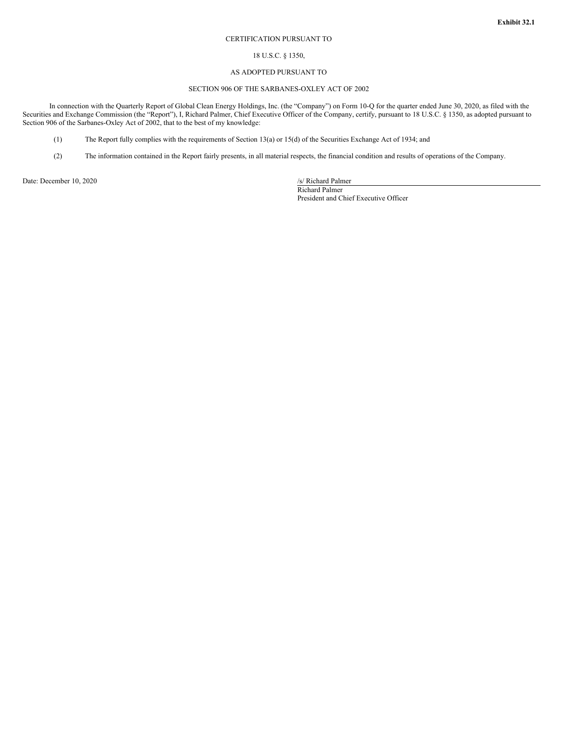**Exhibit 32.1**

CERTIFICATION PURSUANT TO

18 U.S.C. § 1350,

AS ADOPTED PURSUANT TO

SECTION 906 OF THE SARBANES-OXLEY ACT OF 2002

In connection with the Quarterly Report of Global Clean Energy Holdings, Inc. (the "Company") on Form 10-Q for the quarter ended June 30, 2020, as filed with the Securities and Exchange Commission (the "Report"), I, Richard Palmer, Chief Executive Officer of the Company, certify, pursuant to 18 U.S.C. § 1350, as adopted pursuant to Section 906 of the Sarbanes-Oxley Act of 2002, that to the best of my knowledge:

(1) The Report fully complies with the requirements of Section 13(a) or 15(d) of the Securities Exchange Act of 1934; and

(2) The information contained in the Report fairly presents, in all material respects, the financial condition and results of operations of the Company.

Date: December 10, 2020

/s/ Richard Palmer
Richard Palmer
President and Chief Executive Officer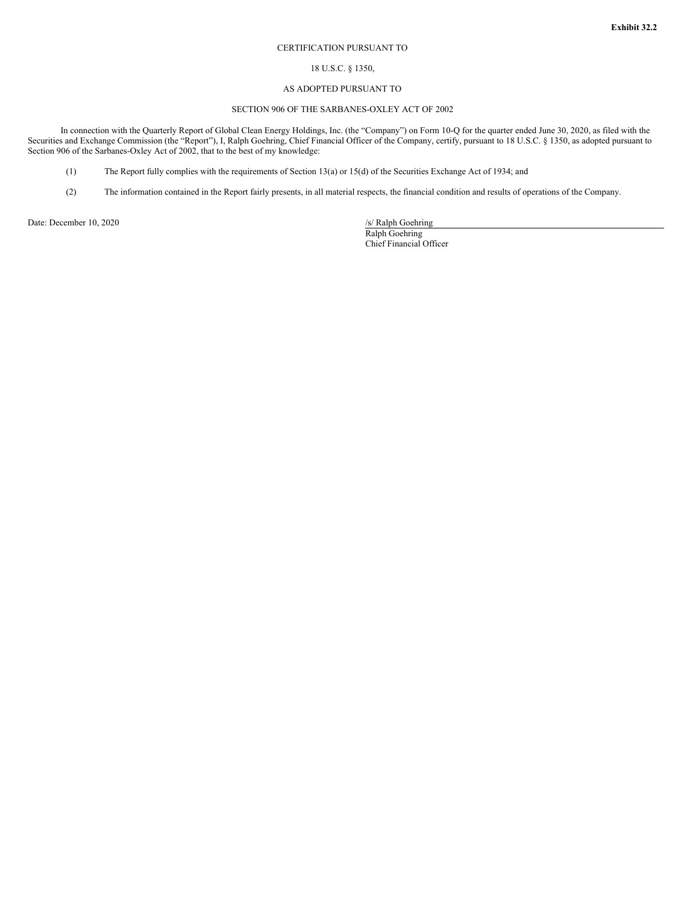**Exhibit 32.2**

CERTIFICATION PURSUANT TO

18 U.S.C. § 1350,

AS ADOPTED PURSUANT TO

SECTION 906 OF THE SARBANES-OXLEY ACT OF 2002

In connection with the Quarterly Report of Global Clean Energy Holdings, Inc. (the "Company") on Form 10-Q for the quarter ended June 30, 2020, as filed with the Securities and Exchange Commission (the "Report"), I, Ralph Goehring, Chief Financial Officer of the Company, certify, pursuant to 18 U.S.C. § 1350, as adopted pursuant to Section 906 of the Sarbanes-Oxley Act of 2002, that to the best of my knowledge:

(1) The Report fully complies with the requirements of Section 13(a) or 15(d) of the Securities Exchange Act of 1934; and

(2) The information contained in the Report fairly presents, in all material respects, the financial condition and results of operations of the Company.

Date: December 10, 2020

/s/ Ralph Goehring
Ralph Goehring
Chief Financial Officer